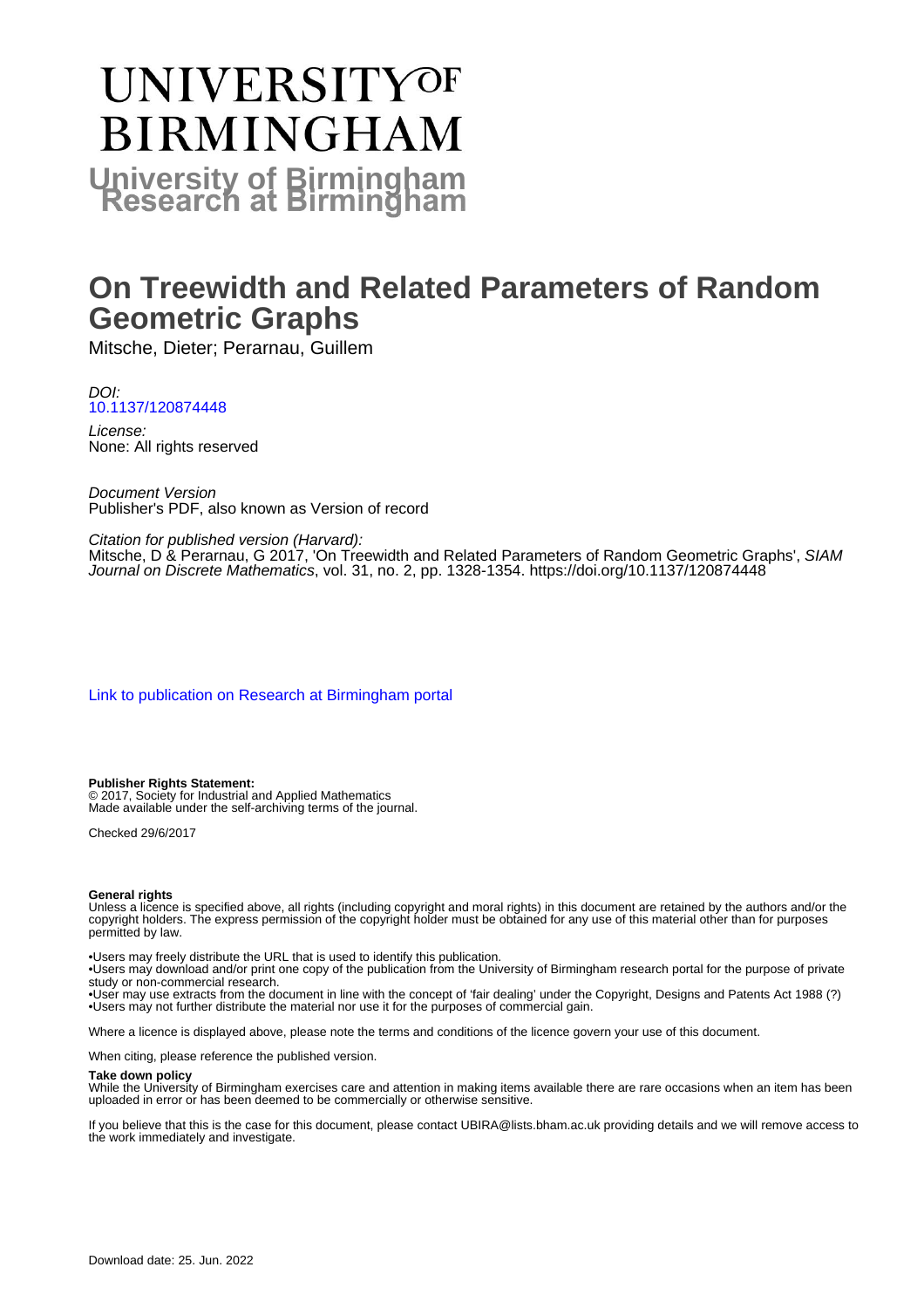# UNIVERSITY OF BIRMINGHAM

**University of Birmingham Research at Birmingham**

# On Treewidth and Related Parameters of Random Geometric Graphs

Mitsche, Dieter; Perarnau, Guillem

*DOI:*
10.1137/120874448

*License:*
None: All rights reserved

*Document Version*
Publisher's PDF, also known as Version of record

*Citation for published version (Harvard):*
Mitsche, D & Perarnau, G 2017, 'On Treewidth and Related Parameters of Random Geometric Graphs', *SIAM Journal on Discrete Mathematics*, vol. 31, no. 2, pp. 1328-1354. https://doi.org/10.1137/120874448

Link to publication on Research at Birmingham portal

**Publisher Rights Statement:**
© 2017, Society for Industrial and Applied Mathematics
Made available under the self-archiving terms of the journal.

Checked 29/6/2017

**General rights**
Unless a licence is specified above, all rights (including copyright and moral rights) in this document are retained by the authors and/or the copyright holders. The express permission of the copyright holder must be obtained for any use of this material other than for purposes permitted by law.

•Users may freely distribute the URL that is used to identify this publication.
•Users may download and/or print one copy of the publication from the University of Birmingham research portal for the purpose of private study or non-commercial research.
•User may use extracts from the document in line with the concept of 'fair dealing' under the Copyright, Designs and Patents Act 1988 (?)
•Users may not further distribute the material nor use it for the purposes of commercial gain.

Where a licence is displayed above, please note the terms and conditions of the licence govern your use of this document.

When citing, please reference the published version.

**Take down policy**
While the University of Birmingham exercises care and attention in making items available there are rare occasions when an item has been uploaded in error or has been deemed to be commercially or otherwise sensitive.

If you believe that this is the case for this document, please contact UBIRA@lists.bham.ac.uk providing details and we will remove access to the work immediately and investigate.

Download date: 25. Jun. 2022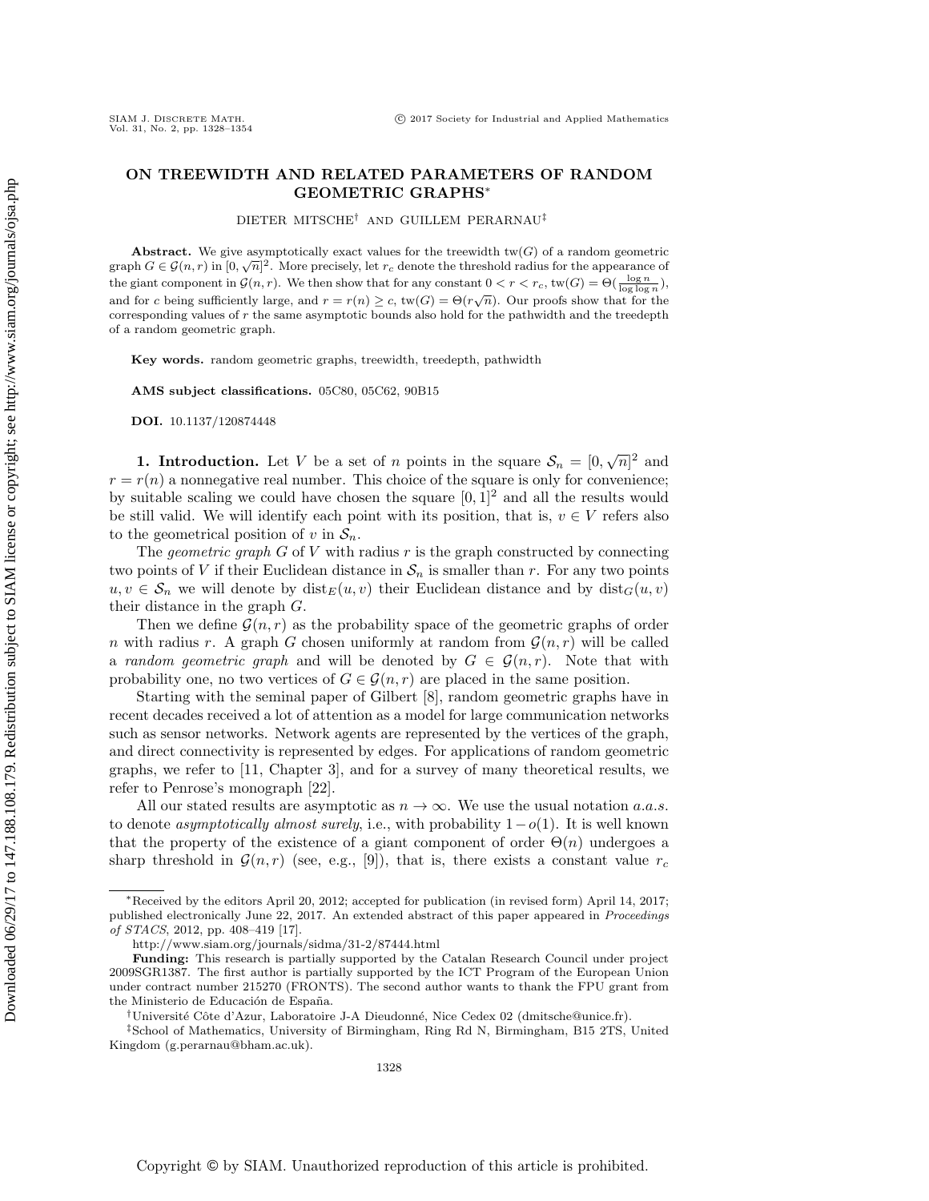# ON TREEWIDTH AND RELATED PARAMETERS OF RANDOM GEOMETRIC GRAPHS*

DIETER MITSCHE[†] AND GUILLEM PERARNAU[‡]

**Abstract.** We give asymptotically exact values for the treewidth $\mathrm{tw}(G)$ of a random geometric graph $G \in \mathcal{G}(n, r)$ in $[0, \sqrt{n}]^2$. More precisely, let $r_c$ denote the threshold radius for the appearance of the giant component in $\mathcal{G}(n, r)$. We then show that for any constant $0 < r < r_c$, $\mathrm{tw}(G) = \Theta(\frac{\log n}{\log \log n})$, and for $c$ being sufficiently large, and $r = r(n) \geq c$, $\mathrm{tw}(G) = \Theta(r\sqrt{n})$. Our proofs show that for the corresponding values of $r$ the same asymptotic bounds also hold for the pathwidth and the treedepth of a random geometric graph.

**Key words.** random geometric graphs, treewidth, treedepth, pathwidth

**AMS subject classifications.** 05C80, 05C62, 90B15

**DOI.** 10.1137/120874448

**1. Introduction.** Let $V$ be a set of $n$ points in the square $\mathcal{S}_n = [0, \sqrt{n}]^2$ and $r = r(n)$ a nonnegative real number. This choice of the square is only for convenience; by suitable scaling we could have chosen the square $[0, 1]^2$ and all the results would be still valid. We will identify each point with its position, that is, $v \in V$ refers also to the geometrical position of $v$ in $\mathcal{S}_n$.

The *geometric graph* $G$ of $V$ with radius $r$ is the graph constructed by connecting two points of $V$ if their Euclidean distance in $\mathcal{S}_n$ is smaller than $r$. For any two points $u, v \in \mathcal{S}_n$ we will denote by $\mathrm{dist}_E(u, v)$ their Euclidean distance and by $\mathrm{dist}_G(u, v)$ their distance in the graph $G$.

Then we define $\mathcal{G}(n, r)$ as the probability space of the geometric graphs of order $n$ with radius $r$. A graph $G$ chosen uniformly at random from $\mathcal{G}(n, r)$ will be called a *random geometric graph* and will be denoted by $G \in \mathcal{G}(n, r)$. Note that with probability one, no two vertices of $G \in \mathcal{G}(n, r)$ are placed in the same position.

Starting with the seminal paper of Gilbert [8], random geometric graphs have in recent decades received a lot of attention as a model for large communication networks such as sensor networks. Network agents are represented by the vertices of the graph, and direct connectivity is represented by edges. For applications of random geometric graphs, we refer to [11, Chapter 3], and for a survey of many theoretical results, we refer to Penrose's monograph [22].

All our stated results are asymptotic as $n \to \infty$. We use the usual notation *a.a.s.* to denote *asymptotically almost surely*, i.e., with probability $1 - o(1)$. It is well known that the property of the existence of a giant component of order $\Theta(n)$ undergoes a sharp threshold in $\mathcal{G}(n, r)$ (see, e.g., [9]), that is, there exists a constant value $r_c$

---

*Received by the editors April 20, 2012; accepted for publication (in revised form) April 14, 2017; published electronically June 22, 2017. An extended abstract of this paper appeared in *Proceedings of STACS*, 2012, pp. 408–419 [17].

http://www.siam.org/journals/sidma/31-2/87444.html

**Funding:** This research is partially supported by the Catalan Research Council under project 2009SGR1387. The first author is partially supported by the ICT Program of the European Union under contract number 215270 (FRONTS). The second author wants to thank the FPU grant from the Ministerio de Educación de España.

[†]Université Côte d'Azur, Laboratoire J-A Dieudonné, Nice Cedex 02 (dmitsche@unice.fr).

[‡]School of Mathematics, University of Birmingham, Ring Rd N, Birmingham, B15 2TS, United Kingdom (g.perarnau@bham.ac.uk).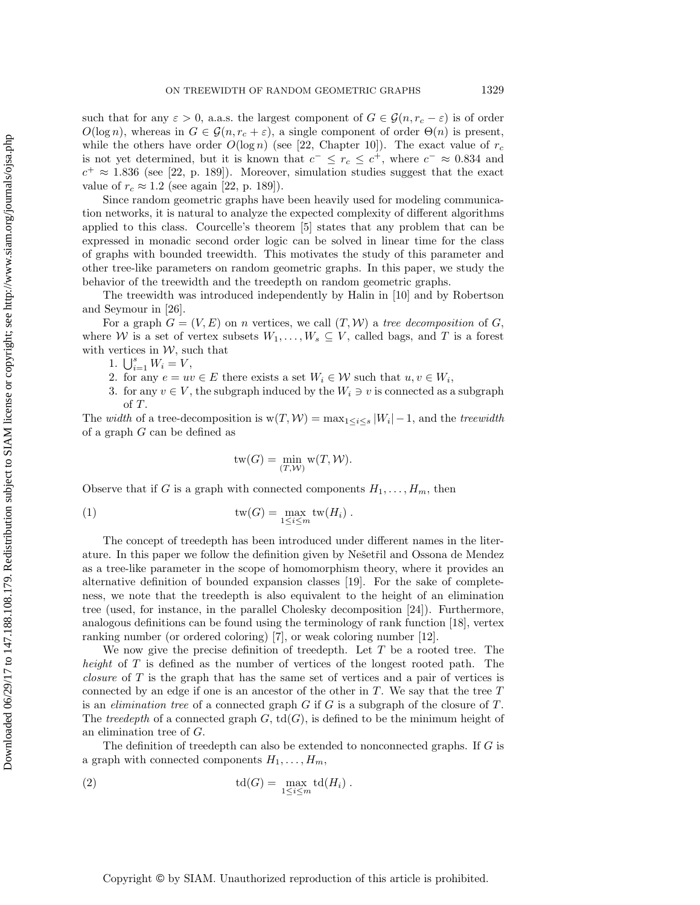such that for any $\varepsilon > 0$, a.a.s. the largest component of $G \in \mathcal{G}(n, r_c - \varepsilon)$ is of order $O(\log n)$, whereas in $G \in \mathcal{G}(n, r_c + \varepsilon)$, a single component of order $\Theta(n)$ is present, while the others have order $O(\log n)$ (see [22, Chapter 10]). The exact value of $r_c$ is not yet determined, but it is known that $c^- \leq r_c \leq c^+$, where $c^- \approx 0.834$ and $c^+ \approx 1.836$ (see [22, p. 189]). Moreover, simulation studies suggest that the exact value of $r_c \approx 1.2$ (see again [22, p. 189]).

Since random geometric graphs have been heavily used for modeling communication networks, it is natural to analyze the expected complexity of different algorithms applied to this class. Courcelle's theorem [5] states that any problem that can be expressed in monadic second order logic can be solved in linear time for the class of graphs with bounded treewidth. This motivates the study of this parameter and other tree-like parameters on random geometric graphs. In this paper, we study the behavior of the treewidth and the treedepth on random geometric graphs.

The treewidth was introduced independently by Halin in [10] and by Robertson and Seymour in [26].

For a graph $G = (V, E)$ on $n$ vertices, we call $(T, \mathcal{W})$ a *tree decomposition* of $G$, where $\mathcal{W}$ is a set of vertex subsets $W_1, \ldots, W_s \subseteq V$, called bags, and $T$ is a forest with vertices in $\mathcal{W}$, such that

1. $\bigcup_{i=1}^{s} W_i = V$,
2. for any $e = uv \in E$ there exists a set $W_i \in \mathcal{W}$ such that $u, v \in W_i$,
3. for any $v \in V$, the subgraph induced by the $W_i \ni v$ is connected as a subgraph of $T$.

The *width* of a tree-decomposition is $\mathrm{w}(T, \mathcal{W}) = \max_{1 \leq i \leq s} |W_i| - 1$, and the *treewidth* of a graph $G$ can be defined as

$$\mathrm{tw}(G) = \min_{(T,\mathcal{W})} \mathrm{w}(T, \mathcal{W}).$$

Observe that if $G$ is a graph with connected components $H_1, \ldots, H_m$, then

$$\mathrm{tw}(G) = \max_{1 \leq i \leq m} \mathrm{tw}(H_i) \,. \tag{1}$$

The concept of treedepth has been introduced under different names in the literature. In this paper we follow the definition given by Nešetřil and Ossona de Mendez as a tree-like parameter in the scope of homomorphism theory, where it provides an alternative definition of bounded expansion classes [19]. For the sake of completeness, we note that the treedepth is also equivalent to the height of an elimination tree (used, for instance, in the parallel Cholesky decomposition [24]). Furthermore, analogous definitions can be found using the terminology of rank function [18], vertex ranking number (or ordered coloring) [7], or weak coloring number [12].

We now give the precise definition of treedepth. Let $T$ be a rooted tree. The *height* of $T$ is defined as the number of vertices of the longest rooted path. The *closure* of $T$ is the graph that has the same set of vertices and a pair of vertices is connected by an edge if one is an ancestor of the other in $T$. We say that the tree $T$ is an *elimination tree* of a connected graph $G$ if $G$ is a subgraph of the closure of $T$. The *treedepth* of a connected graph $G$, $\mathrm{td}(G)$, is defined to be the minimum height of an elimination tree of $G$.

The definition of treedepth can also be extended to nonconnected graphs. If $G$ is a graph with connected components $H_1, \ldots, H_m$,

$$\mathrm{td}(G) = \max_{1 \leq i \leq m} \mathrm{td}(H_i) \,. \tag{2}$$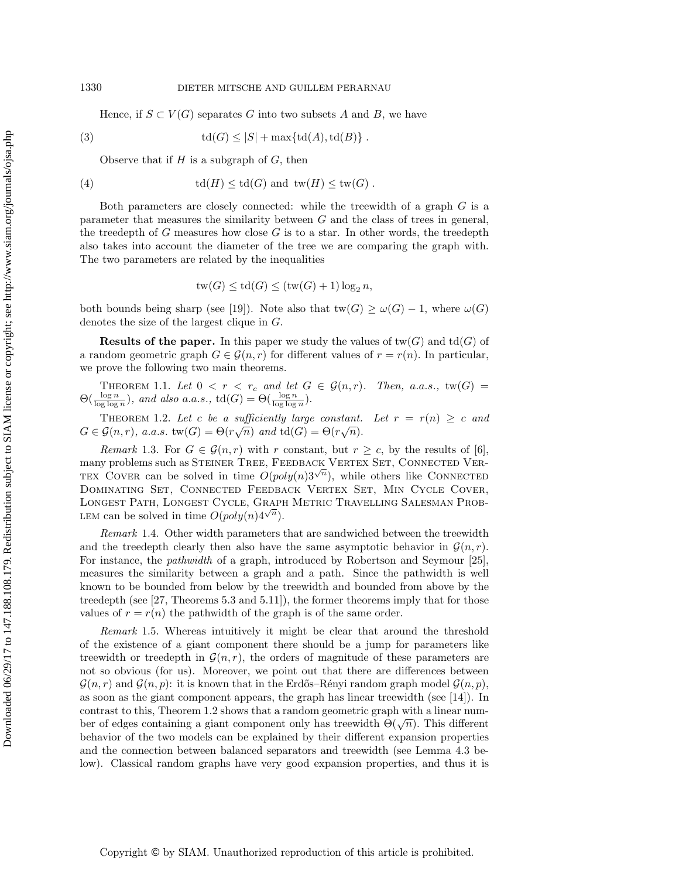Hence, if $S \subset V(G)$ separates $G$ into two subsets $A$ and $B$, we have

$$\text{td}(G) \leq |S| + \max\{\text{td}(A), \text{td}(B)\} \,. \tag{3}$$

Observe that if $H$ is a subgraph of $G$, then

$$\text{td}(H) \leq \text{td}(G) \text{ and } \text{tw}(H) \leq \text{tw}(G) \,. \tag{4}$$

Both parameters are closely connected: while the treewidth of a graph $G$ is a parameter that measures the similarity between $G$ and the class of trees in general, the treedepth of $G$ measures how close $G$ is to a star. In other words, the treedepth also takes into account the diameter of the tree we are comparing the graph with. The two parameters are related by the inequalities

$$\text{tw}(G) \leq \text{td}(G) \leq (\text{tw}(G) + 1) \log_2 n,$$

both bounds being sharp (see [19]). Note also that $\text{tw}(G) \geq \omega(G) - 1$, where $\omega(G)$ denotes the size of the largest clique in $G$.

**Results of the paper.** In this paper we study the values of $\text{tw}(G)$ and $\text{td}(G)$ of a random geometric graph $G \in \mathcal{G}(n, r)$ for different values of $r = r(n)$. In particular, we prove the following two main theorems.

Theorem 1.1. *Let $0 < r < r_c$ and let $G \in \mathcal{G}(n, r)$. Then, a.a.s., $\text{tw}(G) = \Theta(\frac{\log n}{\log \log n})$, and also a.a.s., $\text{td}(G) = \Theta(\frac{\log n}{\log \log n})$.*

Theorem 1.2. *Let $c$ be a sufficiently large constant. Let $r = r(n) \geq c$ and $G \in \mathcal{G}(n, r)$, a.a.s. $\text{tw}(G) = \Theta(r\sqrt{n})$ and $\text{td}(G) = \Theta(r\sqrt{n})$.*

*Remark* 1.3. For $G \in \mathcal{G}(n, r)$ with $r$ constant, but $r \geq c$, by the results of [6], many problems such as Steiner Tree, Feedback Vertex Set, Connected Vertex Cover can be solved in time $O(poly(n)3^{\sqrt{n}})$, while others like Connected Dominating Set, Connected Feedback Vertex Set, Min Cycle Cover, Longest Path, Longest Cycle, Graph Metric Travelling Salesman Problem can be solved in time $O(poly(n)4^{\sqrt{n}})$.

*Remark* 1.4. Other width parameters that are sandwiched between the treewidth and the treedepth clearly then also have the same asymptotic behavior in $\mathcal{G}(n, r)$. For instance, the *pathwidth* of a graph, introduced by Robertson and Seymour [25], measures the similarity between a graph and a path. Since the pathwidth is well known to be bounded from below by the treewidth and bounded from above by the treedepth (see [27, Theorems 5.3 and 5.11]), the former theorems imply that for those values of $r = r(n)$ the pathwidth of the graph is of the same order.

*Remark* 1.5. Whereas intuitively it might be clear that around the threshold of the existence of a giant component there should be a jump for parameters like treewidth or treedepth in $\mathcal{G}(n, r)$, the orders of magnitude of these parameters are not so obvious (for us). Moreover, we point out that there are differences between $\mathcal{G}(n, r)$ and $\mathcal{G}(n, p)$: it is known that in the Erdős–Rényi random graph model $\mathcal{G}(n, p)$, as soon as the giant component appears, the graph has linear treewidth (see [14]). In contrast to this, Theorem 1.2 shows that a random geometric graph with a linear number of edges containing a giant component only has treewidth $\Theta(\sqrt{n})$. This different behavior of the two models can be explained by their different expansion properties and the connection between balanced separators and treewidth (see Lemma 4.3 below). Classical random graphs have very good expansion properties, and thus it is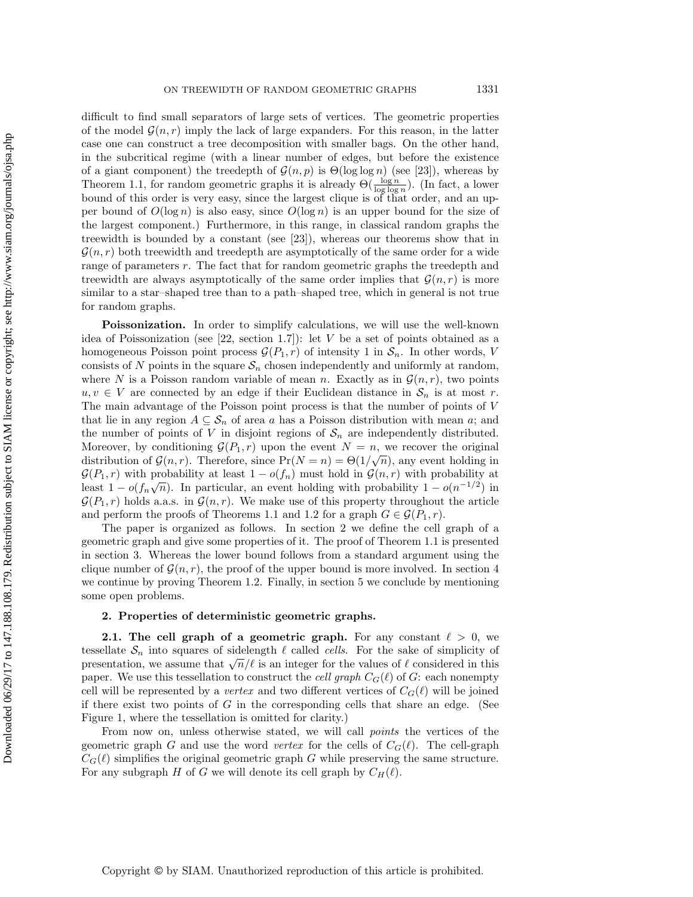difficult to find small separators of large sets of vertices. The geometric properties of the model $\mathcal{G}(n,r)$ imply the lack of large expanders. For this reason, in the latter case one can construct a tree decomposition with smaller bags. On the other hand, in the subcritical regime (with a linear number of edges, but before the existence of a giant component) the treedepth of $\mathcal{G}(n,p)$ is $\Theta(\log\log n)$ (see [23]), whereas by Theorem 1.1, for random geometric graphs it is already $\Theta(\frac{\log n}{\log\log n})$. (In fact, a lower bound of this order is very easy, since the largest clique is of that order, and an upper bound of $O(\log n)$ is also easy, since $O(\log n)$ is an upper bound for the size of the largest component.) Furthermore, in this range, in classical random graphs the treewidth is bounded by a constant (see [23]), whereas our theorems show that in $\mathcal{G}(n,r)$ both treewidth and treedepth are asymptotically of the same order for a wide range of parameters $r$. The fact that for random geometric graphs the treedepth and treewidth are always asymptotically of the same order implies that $\mathcal{G}(n,r)$ is more similar to a star–shaped tree than to a path–shaped tree, which in general is not true for random graphs.

**Poissonization.** In order to simplify calculations, we will use the well-known idea of Poissonization (see [22, section 1.7]): let $V$ be a set of points obtained as a homogeneous Poisson point process $\mathcal{G}(P_1,r)$ of intensity 1 in $\mathcal{S}_n$. In other words, $V$ consists of $N$ points in the square $\mathcal{S}_n$ chosen independently and uniformly at random, where $N$ is a Poisson random variable of mean $n$. Exactly as in $\mathcal{G}(n,r)$, two points $u,v\in V$ are connected by an edge if their Euclidean distance in $\mathcal{S}_n$ is at most $r$. The main advantage of the Poisson point process is that the number of points of $V$ that lie in any region $A\subseteq\mathcal{S}_n$ of area $a$ has a Poisson distribution with mean $a$; and the number of points of $V$ in disjoint regions of $\mathcal{S}_n$ are independently distributed. Moreover, by conditioning $\mathcal{G}(P_1,r)$ upon the event $N=n$, we recover the original distribution of $\mathcal{G}(n,r)$. Therefore, since $\Pr(N=n)=\Theta(1/\sqrt{n})$, any event holding in $\mathcal{G}(P_1,r)$ with probability at least $1-o(f_n)$ must hold in $\mathcal{G}(n,r)$ with probability at least $1-o(f_n\sqrt{n})$. In particular, an event holding with probability $1-o(n^{-1/2})$ in $\mathcal{G}(P_1,r)$ holds a.a.s. in $\mathcal{G}(n,r)$. We make use of this property throughout the article and perform the proofs of Theorems 1.1 and 1.2 for a graph $G\in\mathcal{G}(P_1,r)$.

The paper is organized as follows. In section 2 we define the cell graph of a geometric graph and give some properties of it. The proof of Theorem 1.1 is presented in section 3. Whereas the lower bound follows from a standard argument using the clique number of $\mathcal{G}(n,r)$, the proof of the upper bound is more involved. In section 4 we continue by proving Theorem 1.2. Finally, in section 5 we conclude by mentioning some open problems.

## 2. Properties of deterministic geometric graphs.

### 2.1. The cell graph of a geometric graph.

For any constant $\ell>0$, we tessellate $\mathcal{S}_n$ into squares of sidelength $\ell$ called *cells*. For the sake of simplicity of presentation, we assume that $\sqrt{n}/\ell$ is an integer for the values of $\ell$ considered in this paper. We use this tessellation to construct the *cell graph* $C_G(\ell)$ of $G$: each nonempty cell will be represented by a *vertex* and two different vertices of $C_G(\ell)$ will be joined if there exist two points of $G$ in the corresponding cells that share an edge. (See Figure 1, where the tessellation is omitted for clarity.)

From now on, unless otherwise stated, we will call *points* the vertices of the geometric graph $G$ and use the word *vertex* for the cells of $C_G(\ell)$. The cell-graph $C_G(\ell)$ simplifies the original geometric graph $G$ while preserving the same structure. For any subgraph $H$ of $G$ we will denote its cell graph by $C_H(\ell)$.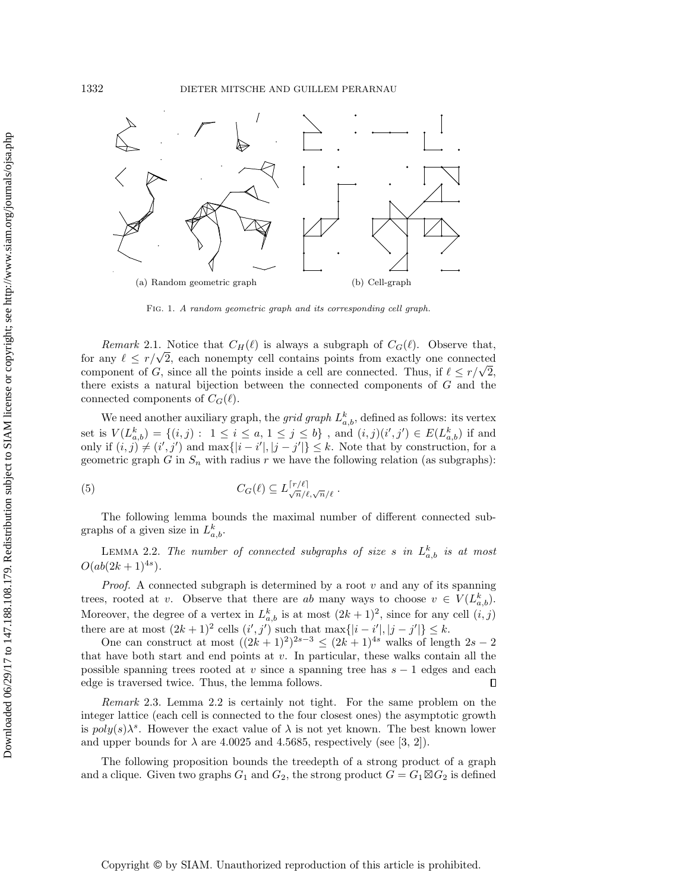(a) Random geometric graph (b) Cell-graph

Fig. 1. *A random geometric graph and its corresponding cell graph.*

*Remark* 2.1. Notice that $C_H(\ell)$ is always a subgraph of $C_G(\ell)$. Observe that, for any $\ell \le r/\sqrt{2}$, each nonempty cell contains points from exactly one connected component of $G$, since all the points inside a cell are connected. Thus, if $\ell \le r/\sqrt{2}$, there exists a natural bijection between the connected components of $G$ and the connected components of $C_G(\ell)$.

We need another auxiliary graph, the *grid graph* $L^k_{a,b}$, defined as follows: its vertex set is $V(L^k_{a,b}) = \{(i,j) : 1 \le i \le a, 1 \le j \le b\}$ , and $(i,j)(i',j') \in E(L^k_{a,b})$ if and only if $(i,j) \ne (i',j')$ and $\max\{|i-i'|,|j-j'|\} \le k$. Note that by construction, for a geometric graph $G$ in $S_n$ with radius $r$ we have the following relation (as subgraphs):

$$C_G(\ell) \subseteq L^{\lceil r/\ell \rceil}_{\sqrt{n}/\ell,\sqrt{n}/\ell}\,. \tag{5}$$

The following lemma bounds the maximal number of different connected subgraphs of a given size in $L^k_{a,b}$.

Lemma 2.2. *The number of connected subgraphs of size $s$ in $L^k_{a,b}$ is at most $O(ab(2k+1)^{4s})$.*

*Proof.* A connected subgraph is determined by a root $v$ and any of its spanning trees, rooted at $v$. Observe that there are $ab$ many ways to choose $v \in V(L^k_{a,b})$. Moreover, the degree of a vertex in $L^k_{a,b}$ is at most $(2k+1)^2$, since for any cell $(i,j)$ there are at most $(2k+1)^2$ cells $(i',j')$ such that $\max\{|i-i'|,|j-j'|\} \le k$.

One can construct at most $((2k+1)^2)^{2s-3} \le (2k+1)^{4s}$ walks of length $2s-2$ that have both start and end points at $v$. In particular, these walks contain all the possible spanning trees rooted at $v$ since a spanning tree has $s-1$ edges and each edge is traversed twice. Thus, the lemma follows. ∎

*Remark* 2.3. Lemma 2.2 is certainly not tight. For the same problem on the integer lattice (each cell is connected to the four closest ones) the asymptotic growth is $poly(s)\lambda^s$. However the exact value of $\lambda$ is not yet known. The best known lower and upper bounds for $\lambda$ are 4.0025 and 4.5685, respectively (see [3, 2]).

The following proposition bounds the treedepth of a strong product of a graph and a clique. Given two graphs $G_1$ and $G_2$, the strong product $G = G_1 \boxtimes G_2$ is defined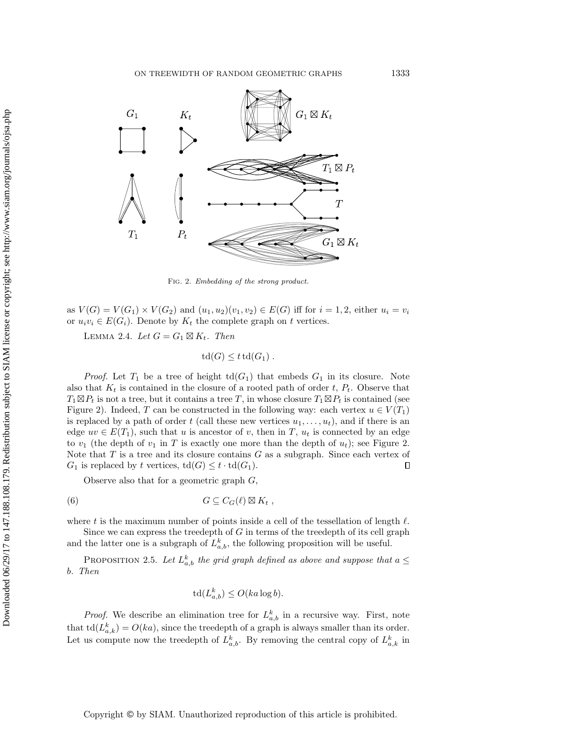Fig. 2. *Embedding of the strong product.*

as $V(G) = V(G_1) \times V(G_2)$ and $(u_1, u_2)(v_1, v_2) \in E(G)$ iff for $i = 1, 2$, either $u_i = v_i$ or $u_i v_i \in E(G_i)$. Denote by $K_t$ the complete graph on $t$ vertices.

Lemma 2.4. *Let $G = G_1 \boxtimes K_t$. Then*

$$\text{td}(G) \leq t\, \text{td}(G_1)\ .$$

*Proof.* Let $T_1$ be a tree of height $\text{td}(G_1)$ that embeds $G_1$ in its closure. Note also that $K_t$ is contained in the closure of a rooted path of order $t$, $P_t$. Observe that $T_1 \boxtimes P_t$ is not a tree, but it contains a tree $T$, in whose closure $T_1 \boxtimes P_t$ is contained (see Figure 2). Indeed, $T$ can be constructed in the following way: each vertex $u \in V(T_1)$ is replaced by a path of order $t$ (call these new vertices $u_1, \ldots, u_t$), and if there is an edge $uv \in E(T_1)$, such that $u$ is ancestor of $v$, then in $T$, $u_t$ is connected by an edge to $v_1$ (the depth of $v_1$ in $T$ is exactly one more than the depth of $u_t$); see Figure 2. Note that $T$ is a tree and its closure contains $G$ as a subgraph. Since each vertex of $G_1$ is replaced by $t$ vertices, $\text{td}(G) \leq t \cdot \text{td}(G_1)$. ◻

Observe also that for a geometric graph $G$,

$$G \subseteq C_G(\ell) \boxtimes K_t\ , \tag{6}$$

where $t$ is the maximum number of points inside a cell of the tessellation of length $\ell$.

Since we can express the treedepth of $G$ in terms of the treedepth of its cell graph and the latter one is a subgraph of $L^k_{a,b}$, the following proposition will be useful.

Proposition 2.5. *Let $L^k_{a,b}$ the grid graph defined as above and suppose that $a \leq b$. Then*

$$\text{td}(L^k_{a,b}) \leq O(ka \log b).$$

*Proof.* We describe an elimination tree for $L^k_{a,b}$ in a recursive way. First, note that $\text{td}(L^k_{a,k}) = O(ka)$, since the treedepth of a graph is always smaller than its order. Let us compute now the treedepth of $L^k_{a,b}$. By removing the central copy of $L^k_{a,k}$ in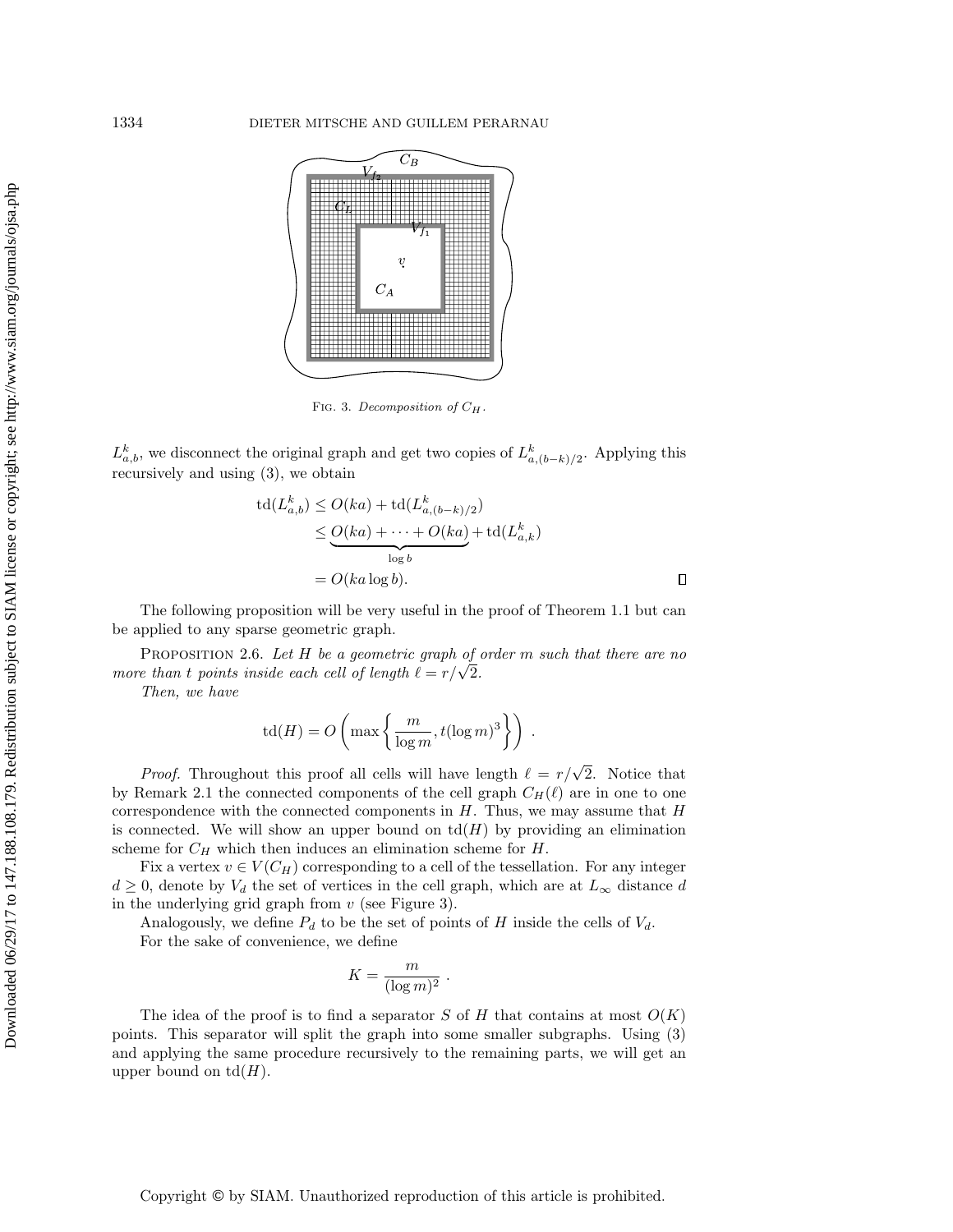Fig. 3. *Decomposition of* $C_H$.

$L^k_{a,b}$, we disconnect the original graph and get two copies of $L^k_{a,(b-k)/2}$. Applying this recursively and using (3), we obtain

$$
\begin{aligned}
\mathrm{td}(L^k_{a,b}) &\le O(ka) + \mathrm{td}(L^k_{a,(b-k)/2}) \\
&\le \underbrace{O(ka) + \cdots + O(ka)}_{\log b} + \mathrm{td}(L^k_{a,k}) \\
&= O(ka \log b). \qquad \square
\end{aligned}
$$

The following proposition will be very useful in the proof of Theorem 1.1 but can be applied to any sparse geometric graph.

Proposition 2.6. *Let $H$ be a geometric graph of order $m$ such that there are no more than $t$ points inside each cell of length $\ell = r/\sqrt{2}$.*

*Then, we have*

$$
\mathrm{td}(H) = O\left(\max\left\{\frac{m}{\log m}, t(\log m)^3\right\}\right) .
$$

*Proof.* Throughout this proof all cells will have length $\ell = r/\sqrt{2}$. Notice that by Remark 2.1 the connected components of the cell graph $C_H(\ell)$ are in one to one correspondence with the connected components in $H$. Thus, we may assume that $H$ is connected. We will show an upper bound on $\mathrm{td}(H)$ by providing an elimination scheme for $C_H$ which then induces an elimination scheme for $H$.

Fix a vertex $v \in V(C_H)$ corresponding to a cell of the tessellation. For any integer $d \ge 0$, denote by $V_d$ the set of vertices in the cell graph, which are at $L_\infty$ distance $d$ in the underlying grid graph from $v$ (see Figure 3).

Analogously, we define $P_d$ to be the set of points of $H$ inside the cells of $V_d$.

For the sake of convenience, we define

$$
K = \frac{m}{(\log m)^2} .
$$

The idea of the proof is to find a separator $S$ of $H$ that contains at most $O(K)$ points. This separator will split the graph into some smaller subgraphs. Using (3) and applying the same procedure recursively to the remaining parts, we will get an upper bound on $\mathrm{td}(H)$.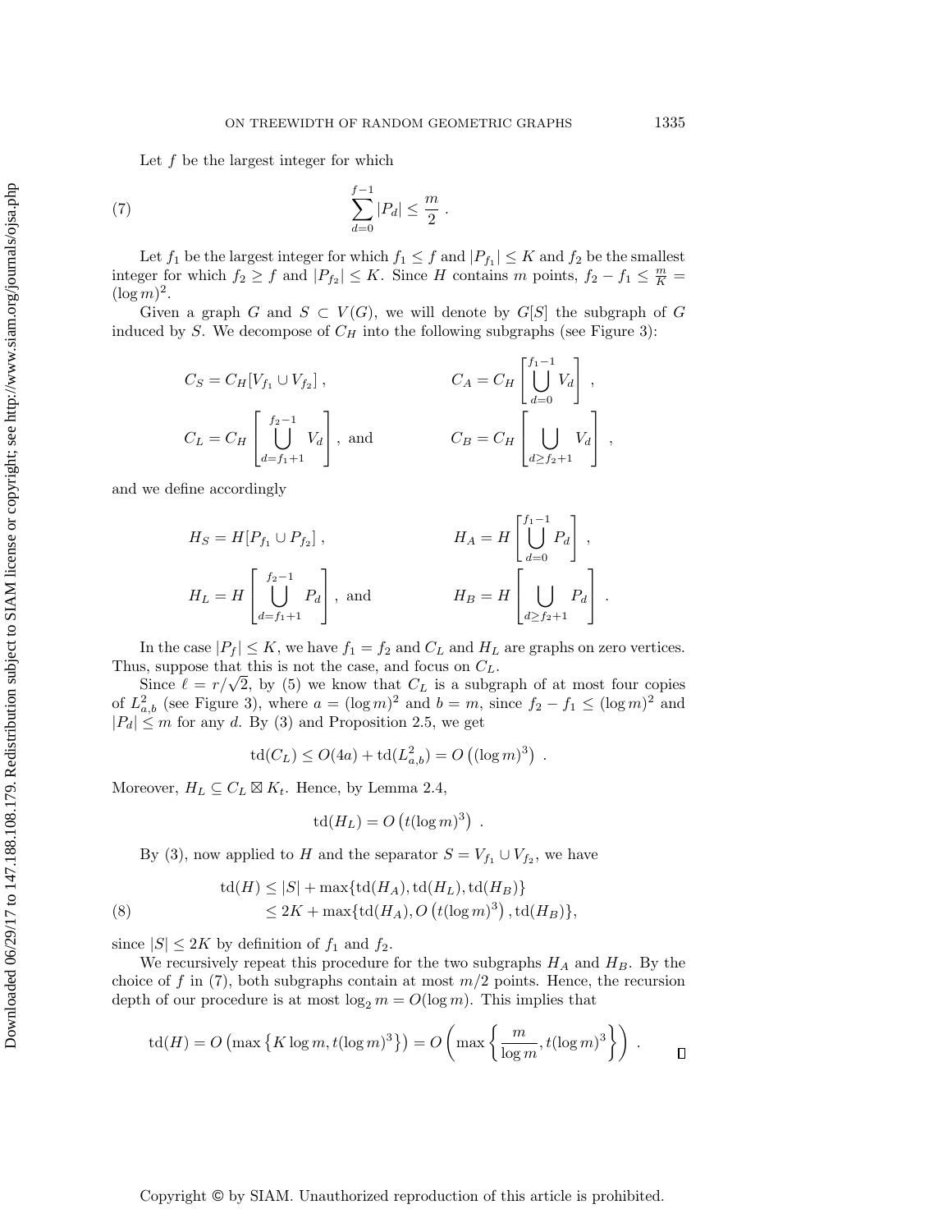Let $f$ be the largest integer for which

$$\sum_{d=0}^{f-1} |P_d| \le \frac{m}{2} \ . \tag{7}$$

Let $f_1$ be the largest integer for which $f_1 \le f$ and $|P_{f_1}| \le K$ and $f_2$ be the smallest integer for which $f_2 \ge f$ and $|P_{f_2}| \le K$. Since $H$ contains $m$ points, $f_2 - f_1 \le \frac{m}{K} = (\log m)^2$.

Given a graph $G$ and $S \subset V(G)$, we will denote by $G[S]$ the subgraph of $G$ induced by $S$. We decompose of $C_H$ into the following subgraphs (see Figure 3):

$$C_S = C_H[V_{f_1} \cup V_{f_2}] \ , \qquad C_A = C_H\left[\bigcup_{d=0}^{f_1-1} V_d\right] \ ,$$

$$C_L = C_H\left[\bigcup_{d=f_1+1}^{f_2-1} V_d\right], \text{ and} \qquad C_B = C_H\left[\bigcup_{d \ge f_2+1} V_d\right] \ ,$$

and we define accordingly

$$H_S = H[P_{f_1} \cup P_{f_2}] \ , \qquad H_A = H\left[\bigcup_{d=0}^{f_1-1} P_d\right] \ ,$$

$$H_L = H\left[\bigcup_{d=f_1+1}^{f_2-1} P_d\right], \text{ and} \qquad H_B = H\left[\bigcup_{d \ge f_2+1} P_d\right] \ .$$

In the case $|P_f| \le K$, we have $f_1 = f_2$ and $C_L$ and $H_L$ are graphs on zero vertices. Thus, suppose that this is not the case, and focus on $C_L$.

Since $\ell = r/\sqrt{2}$, by (5) we know that $C_L$ is a subgraph of at most four copies of $L^2_{a,b}$ (see Figure 3), where $a = (\log m)^2$ and $b = m$, since $f_2 - f_1 \le (\log m)^2$ and $|P_d| \le m$ for any $d$. By (3) and Proposition 2.5, we get

$$\text{td}(C_L) \le O(4a) + \text{td}(L^2_{a,b}) = O\left((\log m)^3\right) \ .$$

Moreover, $H_L \subseteq C_L \boxtimes K_t$. Hence, by Lemma 2.4,

$$\text{td}(H_L) = O\left(t(\log m)^3\right) \ .$$

By (3), now applied to $H$ and the separator $S = V_{f_1} \cup V_{f_2}$, we have

$$\begin{aligned} \text{td}(H) &\le |S| + \max\{\text{td}(H_A), \text{td}(H_L), \text{td}(H_B)\} \\ &\le 2K + \max\{\text{td}(H_A), O\left(t(\log m)^3\right), \text{td}(H_B)\}, \end{aligned} \tag{8}$$

since $|S| \le 2K$ by definition of $f_1$ and $f_2$.

We recursively repeat this procedure for the two subgraphs $H_A$ and $H_B$. By the choice of $f$ in (7), both subgraphs contain at most $m/2$ points. Hence, the recursion depth of our procedure is at most $\log_2 m = O(\log m)$. This implies that

$$\text{td}(H) = O\left(\max\left\{K \log m, t(\log m)^3\right\}\right) = O\left(\max\left\{\frac{m}{\log m}, t(\log m)^3\right\}\right) \ . \qquad \square$$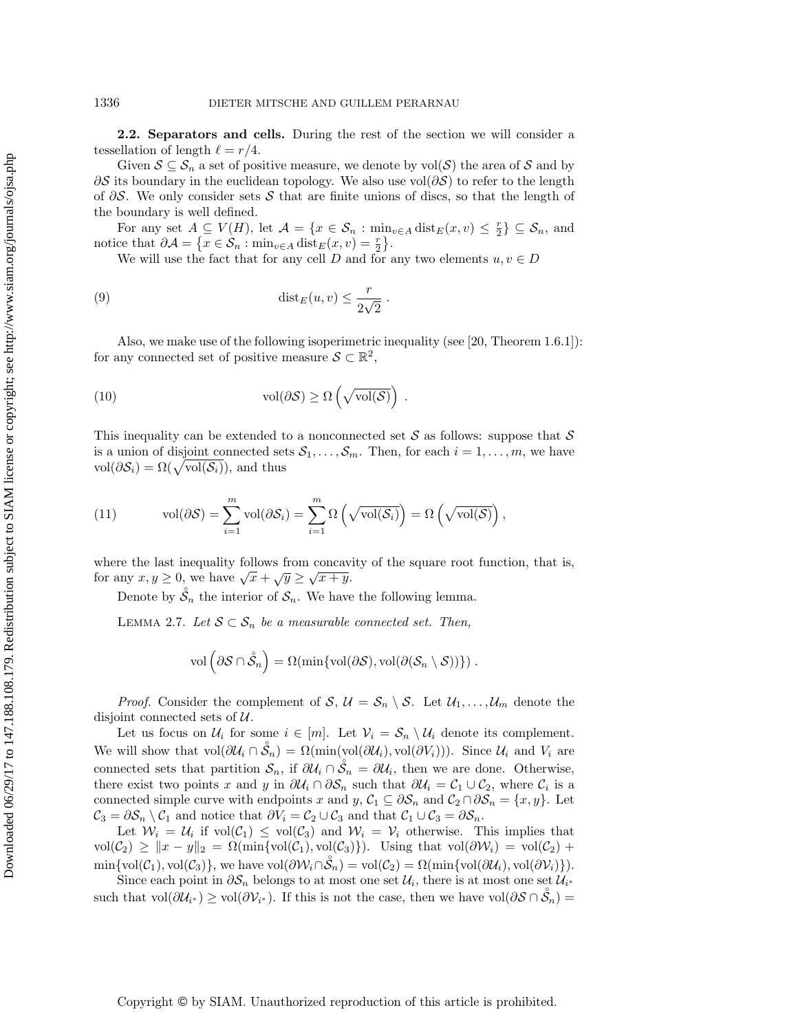**2.2. Separators and cells.** During the rest of the section we will consider a tessellation of length $\ell = r/4$.

Given $\mathcal{S} \subseteq \mathcal{S}_n$ a set of positive measure, we denote by $\text{vol}(\mathcal{S})$ the area of $\mathcal{S}$ and by $\partial\mathcal{S}$ its boundary in the euclidean topology. We also use $\text{vol}(\partial\mathcal{S})$ to refer to the length of $\partial\mathcal{S}$. We only consider sets $\mathcal{S}$ that are finite unions of discs, so that the length of the boundary is well defined.

For any set $A \subseteq V(H)$, let $\mathcal{A} = \{x \in \mathcal{S}_n : \min_{v\in A} \text{dist}_E(x, v) \le \frac{r}{2}\} \subseteq \mathcal{S}_n$, and notice that $\partial\mathcal{A} = \{x \in \mathcal{S}_n : \min_{v\in A} \text{dist}_E(x, v) = \frac{r}{2}\}$.

We will use the fact that for any cell $D$ and for any two elements $u, v \in D$

$$\text{dist}_E(u, v) \le \frac{r}{2\sqrt{2}} . \tag{9}$$

Also, we make use of the following isoperimetric inequality (see [20, Theorem 1.6.1]): for any connected set of positive measure $\mathcal{S} \subset \mathbb{R}^2$,

$$\text{vol}(\partial\mathcal{S}) \ge \Omega\left(\sqrt{\text{vol}(\mathcal{S})}\right) . \tag{10}$$

This inequality can be extended to a nonconnected set $\mathcal{S}$ as follows: suppose that $\mathcal{S}$ is a union of disjoint connected sets $\mathcal{S}_1, \dots, \mathcal{S}_m$. Then, for each $i = 1, \dots, m$, we have $\text{vol}(\partial\mathcal{S}_i) = \Omega(\sqrt{\text{vol}(\mathcal{S}_i)})$, and thus

$$\text{vol}(\partial\mathcal{S}) = \sum_{i=1}^{m} \text{vol}(\partial\mathcal{S}_i) = \sum_{i=1}^{m} \Omega\left(\sqrt{\text{vol}(\mathcal{S}_i)}\right) = \Omega\left(\sqrt{\text{vol}(\mathcal{S})}\right), \tag{11}$$

where the last inequality follows from concavity of the square root function, that is, for any $x, y \ge 0$, we have $\sqrt{x} + \sqrt{y} \ge \sqrt{x+y}$.

Denote by $\mathring{\mathcal{S}}_n$ the interior of $\mathcal{S}_n$. We have the following lemma.

Lemma 2.7. *Let $\mathcal{S} \subset \mathcal{S}_n$ be a measurable connected set. Then,*

$$\text{vol}\left(\partial\mathcal{S} \cap \mathring{\mathcal{S}}_n\right) = \Omega(\min\{\text{vol}(\partial\mathcal{S}), \text{vol}(\partial(\mathcal{S}_n \setminus \mathcal{S}))\}) .$$

*Proof.* Consider the complement of $\mathcal{S}$, $\mathcal{U} = \mathcal{S}_n \setminus \mathcal{S}$. Let $\mathcal{U}_1, \dots, \mathcal{U}_m$ denote the disjoint connected sets of $\mathcal{U}$.

Let us focus on $\mathcal{U}_i$ for some $i \in [m]$. Let $\mathcal{V}_i = \mathcal{S}_n \setminus \mathcal{U}_i$ denote its complement. We will show that $\text{vol}(\partial\mathcal{U}_i \cap \mathring{\mathcal{S}}_n) = \Omega(\min(\text{vol}(\partial\mathcal{U}_i), \text{vol}(\partial V_i)))$. Since $\mathcal{U}_i$ and $V_i$ are connected sets that partition $\mathcal{S}_n$, if $\partial\mathcal{U}_i \cap \mathring{\mathcal{S}}_n = \partial\mathcal{U}_i$, then we are done. Otherwise, there exist two points $x$ and $y$ in $\partial\mathcal{U}_i \cap \partial\mathcal{S}_n$ such that $\partial\mathcal{U}_i = \mathcal{C}_1 \cup \mathcal{C}_2$, where $\mathcal{C}_i$ is a connected simple curve with endpoints $x$ and $y$, $\mathcal{C}_1 \subseteq \partial\mathcal{S}_n$ and $\mathcal{C}_2 \cap \partial\mathcal{S}_n = \{x, y\}$. Let $\mathcal{C}_3 = \partial\mathcal{S}_n \setminus \mathcal{C}_1$ and notice that $\partial V_i = \mathcal{C}_2 \cup \mathcal{C}_3$ and that $\mathcal{C}_1 \cup \mathcal{C}_3 = \partial\mathcal{S}_n$.

Let $\mathcal{W}_i = \mathcal{U}_i$ if $\text{vol}(\mathcal{C}_1) \le \text{vol}(\mathcal{C}_3)$ and $\mathcal{W}_i = \mathcal{V}_i$ otherwise. This implies that $\text{vol}(\mathcal{C}_2) \ge \|x - y\|_2 = \Omega(\min\{\text{vol}(\mathcal{C}_1), \text{vol}(\mathcal{C}_3)\})$. Using that $\text{vol}(\partial\mathcal{W}_i) = \text{vol}(\mathcal{C}_2) + \min\{\text{vol}(\mathcal{C}_1), \text{vol}(\mathcal{C}_3)\}$, we have $\text{vol}(\partial\mathcal{W}_i \cap \mathring{\mathcal{S}}_n) = \text{vol}(\mathcal{C}_2) = \Omega(\min\{\text{vol}(\partial\mathcal{U}_i), \text{vol}(\partial\mathcal{V}_i)\})$.

Since each point in $\partial\mathcal{S}_n$ belongs to at most one set $\mathcal{U}_i$, there is at most one set $\mathcal{U}_{i^*}$ such that $\text{vol}(\partial\mathcal{U}_{i^*}) \ge \text{vol}(\partial\mathcal{V}_{i^*})$. If this is not the case, then we have $\text{vol}(\partial\mathcal{S} \cap \mathring{\mathcal{S}}_n) =$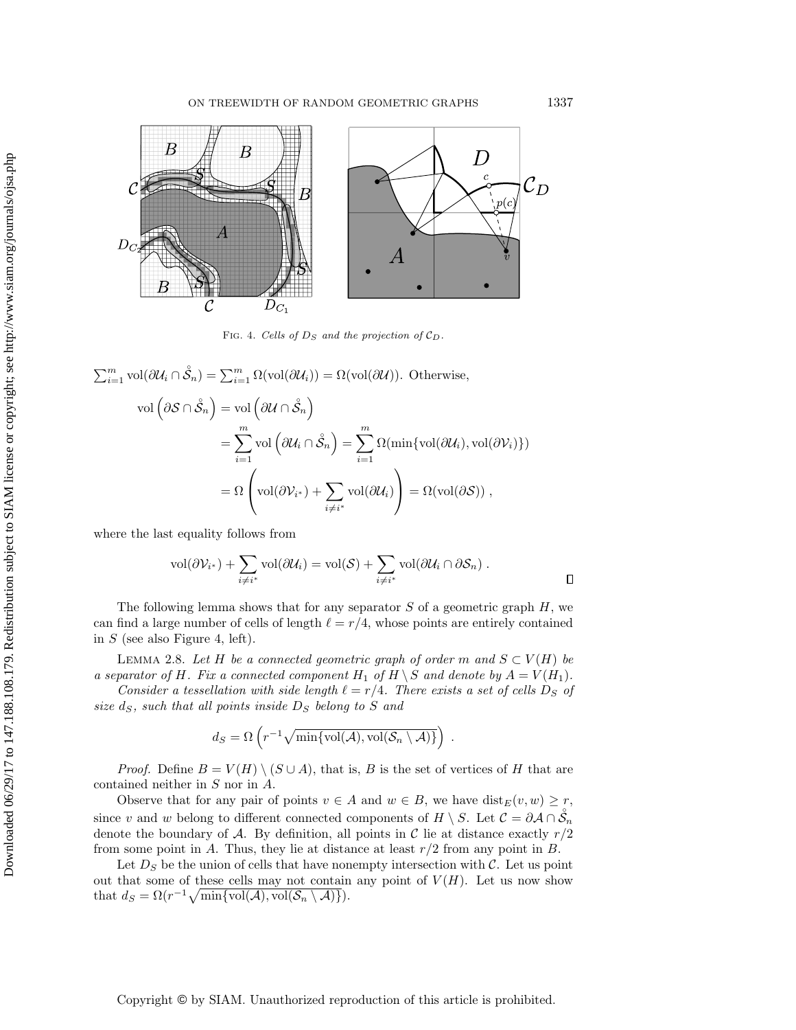FIG. 4. *Cells of $D_S$ and the projection of $\mathcal{C}_D$.*

$\sum_{i=1}^m \mathrm{vol}(\partial\mathcal{U}_i \cap \mathring{\mathcal{S}}_n) = \sum_{i=1}^m \Omega(\mathrm{vol}(\partial\mathcal{U}_i)) = \Omega(\mathrm{vol}(\partial\mathcal{U}))$. Otherwise,

$$
\begin{aligned}
\mathrm{vol}\left(\partial\mathcal{S} \cap \mathring{\mathcal{S}}_n\right) &= \mathrm{vol}\left(\partial\mathcal{U} \cap \mathring{\mathcal{S}}_n\right) \\
&= \sum_{i=1}^m \mathrm{vol}\left(\partial\mathcal{U}_i \cap \mathring{\mathcal{S}}_n\right) = \sum_{i=1}^m \Omega(\min\{\mathrm{vol}(\partial\mathcal{U}_i), \mathrm{vol}(\partial\mathcal{V}_i)\}) \\
&= \Omega\left(\mathrm{vol}(\partial\mathcal{V}_{i^*}) + \sum_{i\neq i^*} \mathrm{vol}(\partial\mathcal{U}_i)\right) = \Omega(\mathrm{vol}(\partial\mathcal{S}))\,,
\end{aligned}
$$

where the last equality follows from

$$
\mathrm{vol}(\partial\mathcal{V}_{i^*}) + \sum_{i\neq i^*} \mathrm{vol}(\partial\mathcal{U}_i) = \mathrm{vol}(\mathcal{S}) + \sum_{i\neq i^*} \mathrm{vol}(\partial\mathcal{U}_i \cap \partial\mathcal{S}_n)\,.
$$

□

The following lemma shows that for any separator $S$ of a geometric graph $H$, we can find a large number of cells of length $\ell = r/4$, whose points are entirely contained in $S$ (see also Figure 4, left).

LEMMA 2.8. *Let $H$ be a connected geometric graph of order $m$ and $S \subset V(H)$ be a separator of $H$. Fix a connected component $H_1$ of $H \setminus S$ and denote by $A = V(H_1)$.*

*Consider a tessellation with side length $\ell = r/4$. There exists a set of cells $D_S$ of size $d_S$, such that all points inside $D_S$ belong to $S$ and*

$$
d_S = \Omega\left(r^{-1}\sqrt{\min\{\mathrm{vol}(\mathcal{A}), \mathrm{vol}(\mathcal{S}_n \setminus \mathcal{A})\}}\right)\,.
$$

*Proof.* Define $B = V(H) \setminus (S \cup A)$, that is, $B$ is the set of vertices of $H$ that are contained neither in $S$ nor in $A$.

Observe that for any pair of points $v \in A$ and $w \in B$, we have $\mathrm{dist}_E(v, w) \geq r$, since $v$ and $w$ belong to different connected components of $H \setminus S$. Let $\mathcal{C} = \partial\mathcal{A} \cap \mathring{\mathcal{S}}_n$ denote the boundary of $\mathcal{A}$. By definition, all points in $\mathcal{C}$ lie at distance exactly $r/2$ from some point in $A$. Thus, they lie at distance at least $r/2$ from any point in $B$.

Let $D_S$ be the union of cells that have nonempty intersection with $\mathcal{C}$. Let us point out that some of these cells may not contain any point of $V(H)$. Let us now show that $d_S = \Omega(r^{-1}\sqrt{\min\{\mathrm{vol}(\mathcal{A}), \mathrm{vol}(\mathcal{S}_n \setminus \mathcal{A})\}})$.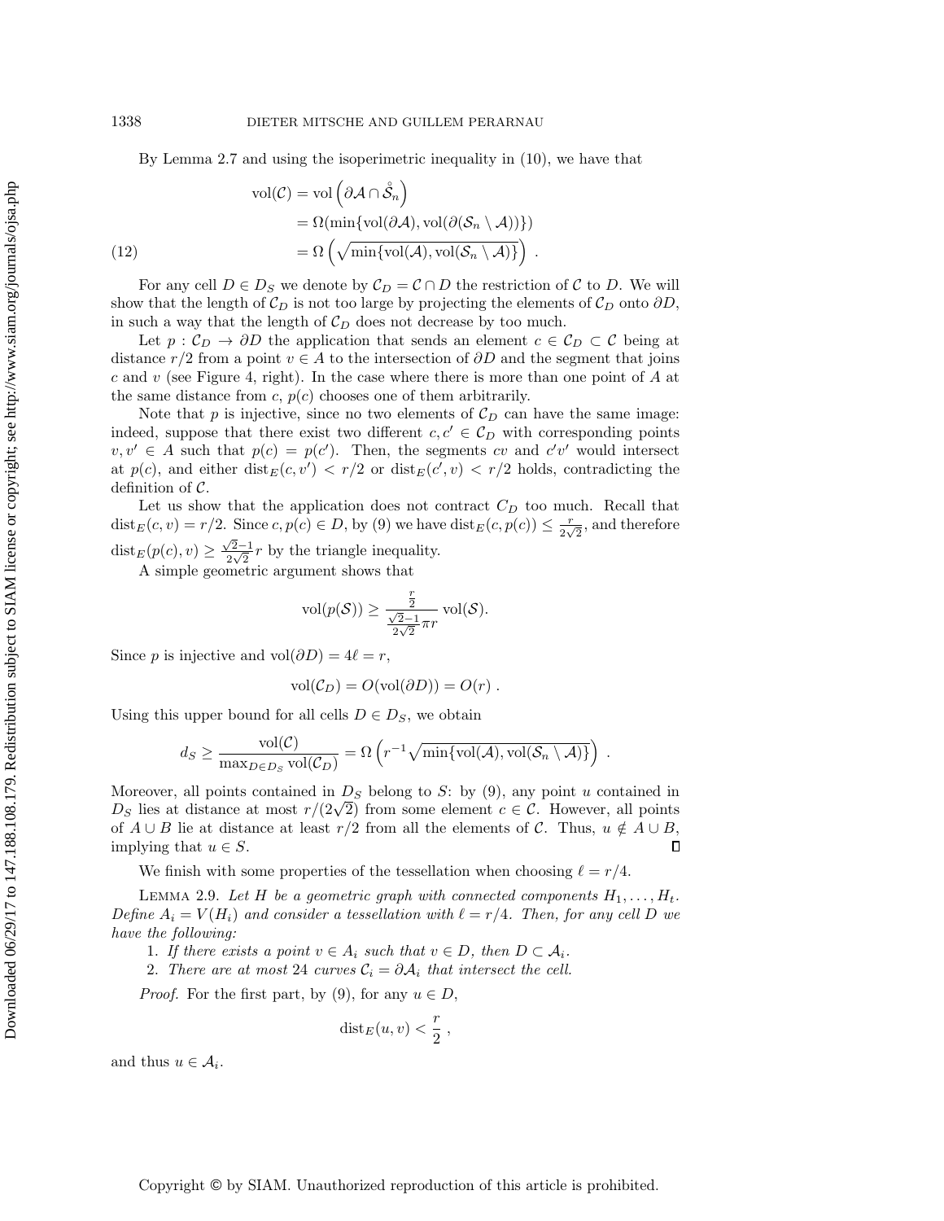By Lemma 2.7 and using the isoperimetric inequality in (10), we have that

$$
\begin{aligned}
\operatorname{vol}(\mathcal{C}) &= \operatorname{vol}\left(\partial\mathcal{A} \cap \mathring{\mathcal{S}}_n\right) \\
&= \Omega(\min\{\operatorname{vol}(\partial\mathcal{A}), \operatorname{vol}(\partial(\mathcal{S}_n \setminus \mathcal{A}))\}) \\
&= \Omega\left(\sqrt{\min\{\operatorname{vol}(\mathcal{A}), \operatorname{vol}(\mathcal{S}_n \setminus \mathcal{A})\}}\right) . \qquad (12)
\end{aligned}
$$

For any cell $D \in D_S$ we denote by $\mathcal{C}_D = \mathcal{C} \cap D$ the restriction of $\mathcal{C}$ to $D$. We will show that the length of $\mathcal{C}_D$ is not too large by projecting the elements of $\mathcal{C}_D$ onto $\partial D$, in such a way that the length of $\mathcal{C}_D$ does not decrease by too much.

Let $p : \mathcal{C}_D \to \partial D$ the application that sends an element $c \in \mathcal{C}_D \subset \mathcal{C}$ being at distance $r/2$ from a point $v \in A$ to the intersection of $\partial D$ and the segment that joins $c$ and $v$ (see Figure 4, right). In the case where there is more than one point of $A$ at the same distance from $c$, $p(c)$ chooses one of them arbitrarily.

Note that $p$ is injective, since no two elements of $\mathcal{C}_D$ can have the same image: indeed, suppose that there exist two different $c, c' \in \mathcal{C}_D$ with corresponding points $v, v' \in A$ such that $p(c) = p(c')$. Then, the segments $cv$ and $c'v'$ would intersect at $p(c)$, and either $\operatorname{dist}_E(c, v') < r/2$ or $\operatorname{dist}_E(c', v) < r/2$ holds, contradicting the definition of $\mathcal{C}$.

Let us show that the application does not contract $C_D$ too much. Recall that $\operatorname{dist}_E(c, v) = r/2$. Since $c, p(c) \in D$, by (9) we have $\operatorname{dist}_E(c, p(c)) \leq \frac{r}{2\sqrt{2}}$, and therefore $\operatorname{dist}_E(p(c), v) \geq \frac{\sqrt{2}-1}{2\sqrt{2}} r$ by the triangle inequality.

A simple geometric argument shows that

$$
\operatorname{vol}(p(\mathcal{S})) \geq \frac{\frac{r}{2}}{\frac{\sqrt{2}-1}{2\sqrt{2}}\pi r} \operatorname{vol}(\mathcal{S}).
$$

Since $p$ is injective and $\operatorname{vol}(\partial D) = 4\ell = r$,

$$
\operatorname{vol}(\mathcal{C}_D) = O(\operatorname{vol}(\partial D)) = O(r) .
$$

Using this upper bound for all cells $D \in D_S$, we obtain

$$
d_S \geq \frac{\operatorname{vol}(\mathcal{C})}{\max_{D \in D_S} \operatorname{vol}(\mathcal{C}_D)} = \Omega\left(r^{-1}\sqrt{\min\{\operatorname{vol}(\mathcal{A}), \operatorname{vol}(\mathcal{S}_n \setminus \mathcal{A})\}}\right) .
$$

Moreover, all points contained in $D_S$ belong to $S$: by (9), any point $u$ contained in $D_S$ lies at distance at most $r/(2\sqrt{2})$ from some element $c \in \mathcal{C}$. However, all points of $A \cup B$ lie at distance at least $r/2$ from all the elements of $\mathcal{C}$. Thus, $u \notin A \cup B$, implying that $u \in S$. $\square$

We finish with some properties of the tessellation when choosing $\ell = r/4$.

Lemma 2.9. *Let $H$ be a geometric graph with connected components $H_1, \ldots, H_t$. Define $A_i = V(H_i)$ and consider a tessellation with $\ell = r/4$. Then, for any cell $D$ we have the following:*

1. *If there exists a point $v \in A_i$ such that $v \in D$, then $D \subset \mathcal{A}_i$.*
2. *There are at most 24 curves $\mathcal{C}_i = \partial\mathcal{A}_i$ that intersect the cell.*

*Proof.* For the first part, by (9), for any $u \in D$,

$$
\operatorname{dist}_E(u, v) < \frac{r}{2} ,
$$

and thus $u \in \mathcal{A}_i$.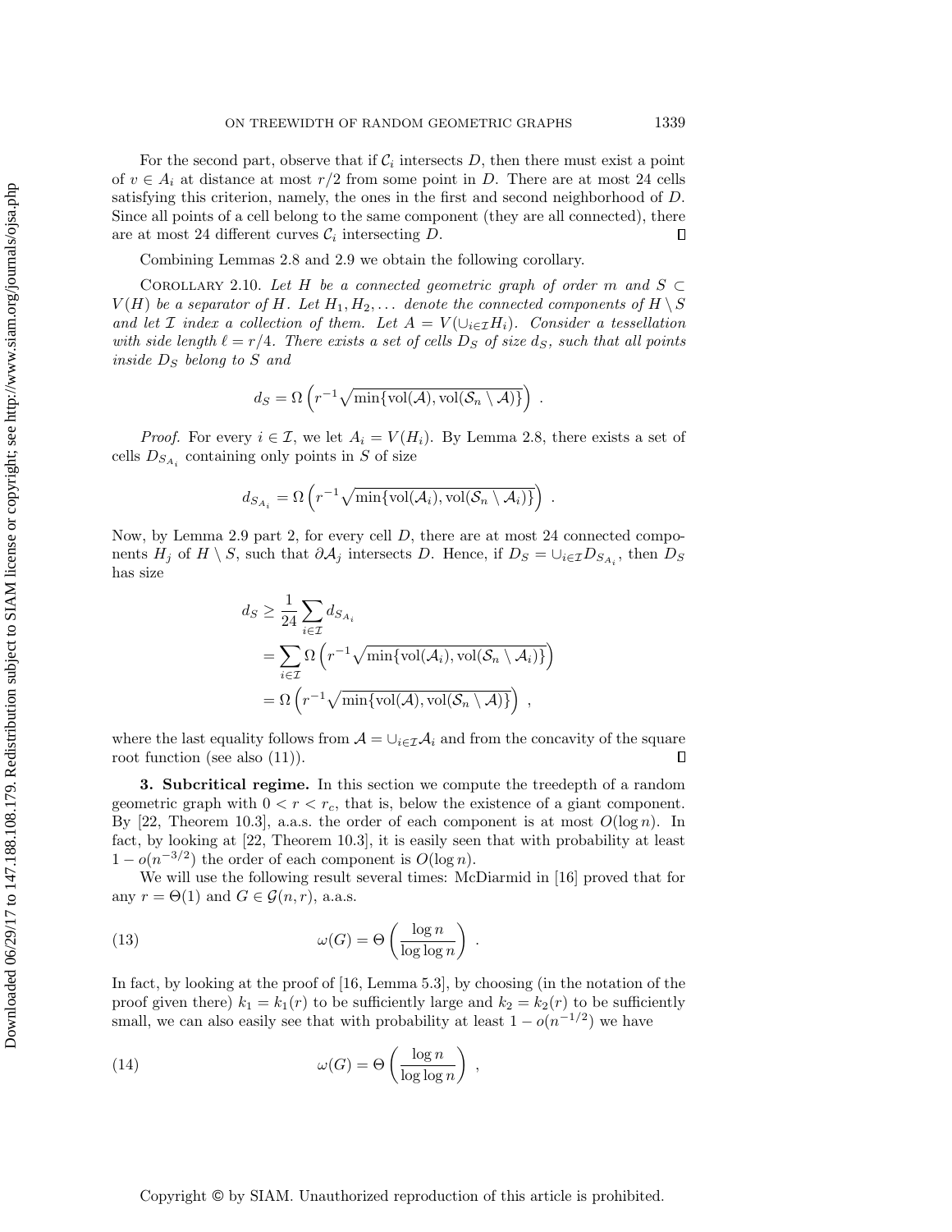For the second part, observe that if $\mathcal{C}_i$ intersects $D$, then there must exist a point of $v \in A_i$ at distance at most $r/2$ from some point in $D$. There are at most 24 cells satisfying this criterion, namely, the ones in the first and second neighborhood of $D$. Since all points of a cell belong to the same component (they are all connected), there are at most 24 different curves $\mathcal{C}_i$ intersecting $D$. ∎

Combining Lemmas 2.8 and 2.9 we obtain the following corollary.

COROLLARY 2.10. *Let $H$ be a connected geometric graph of order $m$ and $S \subset V(H)$ be a separator of $H$. Let $H_1, H_2, \dots$ denote the connected components of $H \setminus S$ and let $\mathcal{I}$ index a collection of them. Let $A = V(\cup_{i\in\mathcal{I}} H_i)$. Consider a tessellation with side length $\ell = r/4$. There exists a set of cells $D_S$ of size $d_S$, such that all points inside $D_S$ belong to $S$ and*

$$d_S = \Omega\left(r^{-1}\sqrt{\min\{\mathrm{vol}(\mathcal{A}), \mathrm{vol}(\mathcal{S}_n \setminus \mathcal{A})\}}\right) .$$

*Proof.* For every $i \in \mathcal{I}$, we let $A_i = V(H_i)$. By Lemma 2.8, there exists a set of cells $D_{S_{A_i}}$ containing only points in $S$ of size

$$d_{S_{A_i}} = \Omega\left(r^{-1}\sqrt{\min\{\mathrm{vol}(\mathcal{A}_i), \mathrm{vol}(\mathcal{S}_n \setminus \mathcal{A}_i)\}}\right) .$$

Now, by Lemma 2.9 part 2, for every cell $D$, there are at most 24 connected components $H_j$ of $H \setminus S$, such that $\partial\mathcal{A}_j$ intersects $D$. Hence, if $D_S = \cup_{i\in\mathcal{I}} D_{S_{A_i}}$, then $D_S$ has size

$$\begin{aligned}
d_S &\geq \frac{1}{24}\sum_{i\in\mathcal{I}} d_{S_{A_i}} \\
&= \sum_{i\in\mathcal{I}} \Omega\left(r^{-1}\sqrt{\min\{\mathrm{vol}(\mathcal{A}_i), \mathrm{vol}(\mathcal{S}_n \setminus \mathcal{A}_i)\}}\right) \\
&= \Omega\left(r^{-1}\sqrt{\min\{\mathrm{vol}(\mathcal{A}), \mathrm{vol}(\mathcal{S}_n \setminus \mathcal{A})\}}\right) ,
\end{aligned}$$

where the last equality follows from $\mathcal{A} = \cup_{i\in\mathcal{I}}\mathcal{A}_i$ and from the concavity of the square root function (see also (11)). ∎

## 3. Subcritical regime.

In this section we compute the treedepth of a random geometric graph with $0 < r < r_c$, that is, below the existence of a giant component. By [22, Theorem 10.3], a.a.s. the order of each component is at most $O(\log n)$. In fact, by looking at [22, Theorem 10.3], it is easily seen that with probability at least $1 - o(n^{-3/2})$ the order of each component is $O(\log n)$.

We will use the following result several times: McDiarmid in [16] proved that for any $r = \Theta(1)$ and $G \in \mathcal{G}(n, r)$, a.a.s.

$$\omega(G) = \Theta\left(\frac{\log n}{\log\log n}\right) . \tag{13}$$

In fact, by looking at the proof of [16, Lemma 5.3], by choosing (in the notation of the proof given there) $k_1 = k_1(r)$ to be sufficiently large and $k_2 = k_2(r)$ to be sufficiently small, we can also easily see that with probability at least $1 - o(n^{-1/2})$ we have

$$\omega(G) = \Theta\left(\frac{\log n}{\log\log n}\right) , \tag{14}$$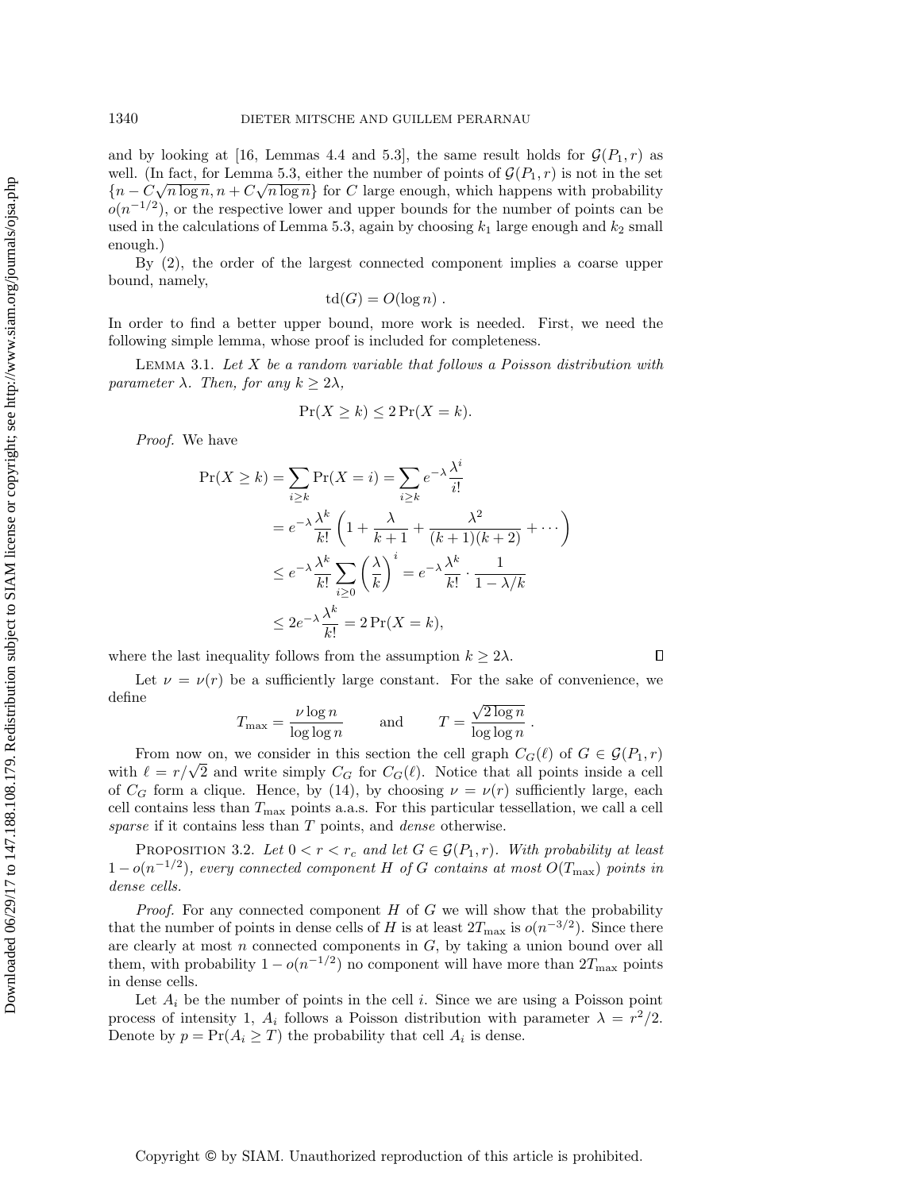and by looking at [16, Lemmas 4.4 and 5.3], the same result holds for $\mathcal{G}(P_1, r)$ as well. (In fact, for Lemma 5.3, either the number of points of $\mathcal{G}(P_1, r)$ is not in the set $\{n - C\sqrt{n \log n}, n + C\sqrt{n \log n}\}$ for $C$ large enough, which happens with probability $o(n^{-1/2})$, or the respective lower and upper bounds for the number of points can be used in the calculations of Lemma 5.3, again by choosing $k_1$ large enough and $k_2$ small enough.)

By (2), the order of the largest connected component implies a coarse upper bound, namely,

$$\mathrm{td}(G) = O(\log n) .$$

In order to find a better upper bound, more work is needed. First, we need the following simple lemma, whose proof is included for completeness.

Lemma 3.1. *Let $X$ be a random variable that follows a Poisson distribution with parameter $\lambda$. Then, for any $k \geq 2\lambda$,*

$$\Pr(X \geq k) \leq 2 \Pr(X = k).$$

*Proof.* We have

$$\begin{aligned}
\Pr(X \geq k) &= \sum_{i \geq k} \Pr(X = i) = \sum_{i \geq k} e^{-\lambda} \frac{\lambda^i}{i!} \\
&= e^{-\lambda} \frac{\lambda^k}{k!} \left( 1 + \frac{\lambda}{k+1} + \frac{\lambda^2}{(k+1)(k+2)} + \cdots \right) \\
&\leq e^{-\lambda} \frac{\lambda^k}{k!} \sum_{i \geq 0} \left( \frac{\lambda}{k} \right)^i = e^{-\lambda} \frac{\lambda^k}{k!} \cdot \frac{1}{1 - \lambda/k} \\
&\leq 2 e^{-\lambda} \frac{\lambda^k}{k!} = 2 \Pr(X = k),
\end{aligned}$$

where the last inequality follows from the assumption $k \geq 2\lambda$. $\square$

Let $\nu = \nu(r)$ be a sufficiently large constant. For the sake of convenience, we define

$$T_{\max} = \frac{\nu \log n}{\log \log n} \qquad \text{and} \qquad T = \frac{\sqrt{2 \log n}}{\log \log n} .$$

From now on, we consider in this section the cell graph $C_G(\ell)$ of $G \in \mathcal{G}(P_1, r)$ with $\ell = r/\sqrt{2}$ and write simply $C_G$ for $C_G(\ell)$. Notice that all points inside a cell of $C_G$ form a clique. Hence, by (14), by choosing $\nu = \nu(r)$ sufficiently large, each cell contains less than $T_{\max}$ points a.a.s. For this particular tessellation, we call a cell *sparse* if it contains less than $T$ points, and *dense* otherwise.

Proposition 3.2. *Let $0 < r < r_c$ and let $G \in \mathcal{G}(P_1, r)$. With probability at least $1 - o(n^{-1/2})$, every connected component $H$ of $G$ contains at most $O(T_{\max})$ points in dense cells.*

*Proof.* For any connected component $H$ of $G$ we will show that the probability that the number of points in dense cells of $H$ is at least $2T_{\max}$ is $o(n^{-3/2})$. Since there are clearly at most $n$ connected components in $G$, by taking a union bound over all them, with probability $1 - o(n^{-1/2})$ no component will have more than $2T_{\max}$ points in dense cells.

Let $A_i$ be the number of points in the cell $i$. Since we are using a Poisson point process of intensity 1, $A_i$ follows a Poisson distribution with parameter $\lambda = r^2/2$. Denote by $p = \Pr(A_i \geq T)$ the probability that cell $A_i$ is dense.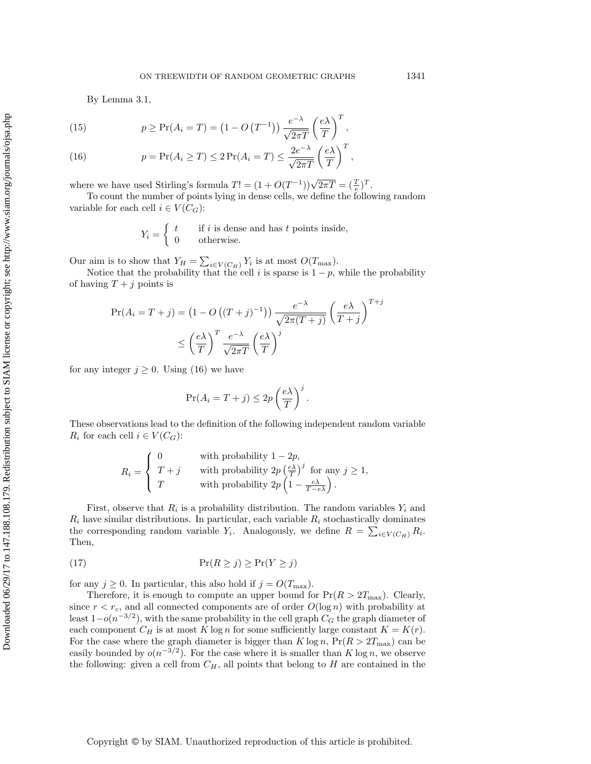By Lemma 3.1,

$$p \geq \Pr(A_i = T) = \left(1 - O\left(T^{-1}\right)\right) \frac{e^{-\lambda}}{\sqrt{2\pi T}} \left(\frac{e\lambda}{T}\right)^T, \tag{15}$$

$$p = \Pr(A_i \geq T) \leq 2\Pr(A_i = T) \leq \frac{2e^{-\lambda}}{\sqrt{2\pi T}} \left(\frac{e\lambda}{T}\right)^T, \tag{16}$$

where we have used Stirling's formula $T! = (1 + O(T^{-1}))\sqrt{2\pi T} = (\frac{T}{e})^T$.

To count the number of points lying in dense cells, we define the following random variable for each cell $i \in V(C_G)$:

$$Y_i = \begin{cases} t & \text{if } i \text{ is dense and has } t \text{ points inside,} \\ 0 & \text{otherwise.} \end{cases}$$

Our aim is to show that $Y_H = \sum_{i \in V(C_H)} Y_i$ is at most $O(T_{\max})$.

Notice that the probability that the cell $i$ is sparse is $1 - p$, while the probability of having $T + j$ points is

$$\begin{aligned} \Pr(A_i = T + j) &= \left(1 - O\left((T+j)^{-1}\right)\right) \frac{e^{-\lambda}}{\sqrt{2\pi(T+j)}} \left(\frac{e\lambda}{T+j}\right)^{T+j} \\ &\leq \left(\frac{e\lambda}{T}\right)^T \frac{e^{-\lambda}}{\sqrt{2\pi T}} \left(\frac{e\lambda}{T}\right)^j \end{aligned}$$

for any integer $j \geq 0$. Using (16) we have

$$\Pr(A_i = T + j) \leq 2p \left(\frac{e\lambda}{T}\right)^j.$$

These observations lead to the definition of the following independent random variable $R_i$ for each cell $i \in V(C_G)$:

$$R_i = \begin{cases} 0 & \text{with probability } 1 - 2p, \\ T + j & \text{with probability } 2p\left(\frac{e\lambda}{T}\right)^j \text{ for any } j \geq 1, \\ T & \text{with probability } 2p\left(1 - \frac{e\lambda}{T - e\lambda}\right). \end{cases}$$

First, observe that $R_i$ is a probability distribution. The random variables $Y_i$ and $R_i$ have similar distributions. In particular, each variable $R_i$ stochastically dominates the corresponding random variable $Y_i$. Analogously, we define $R = \sum_{i \in V(C_H)} R_i$. Then,

$$\Pr(R \geq j) \geq \Pr(Y \geq j) \tag{17}$$

for any $j \geq 0$. In particular, this also hold if $j = O(T_{\max})$.

Therefore, it is enough to compute an upper bound for $\Pr(R > 2T_{\max})$. Clearly, since $r < r_c$, and all connected components are of order $O(\log n)$ with probability at least $1 - o(n^{-3/2})$, with the same probability in the cell graph $C_G$ the graph diameter of each component $C_H$ is at most $K \log n$ for some sufficiently large constant $K = K(r)$. For the case where the graph diameter is bigger than $K \log n$, $\Pr(R > 2T_{\max})$ can be easily bounded by $o(n^{-3/2})$. For the case where it is smaller than $K \log n$, we observe the following: given a cell from $C_H$, all points that belong to $H$ are contained in the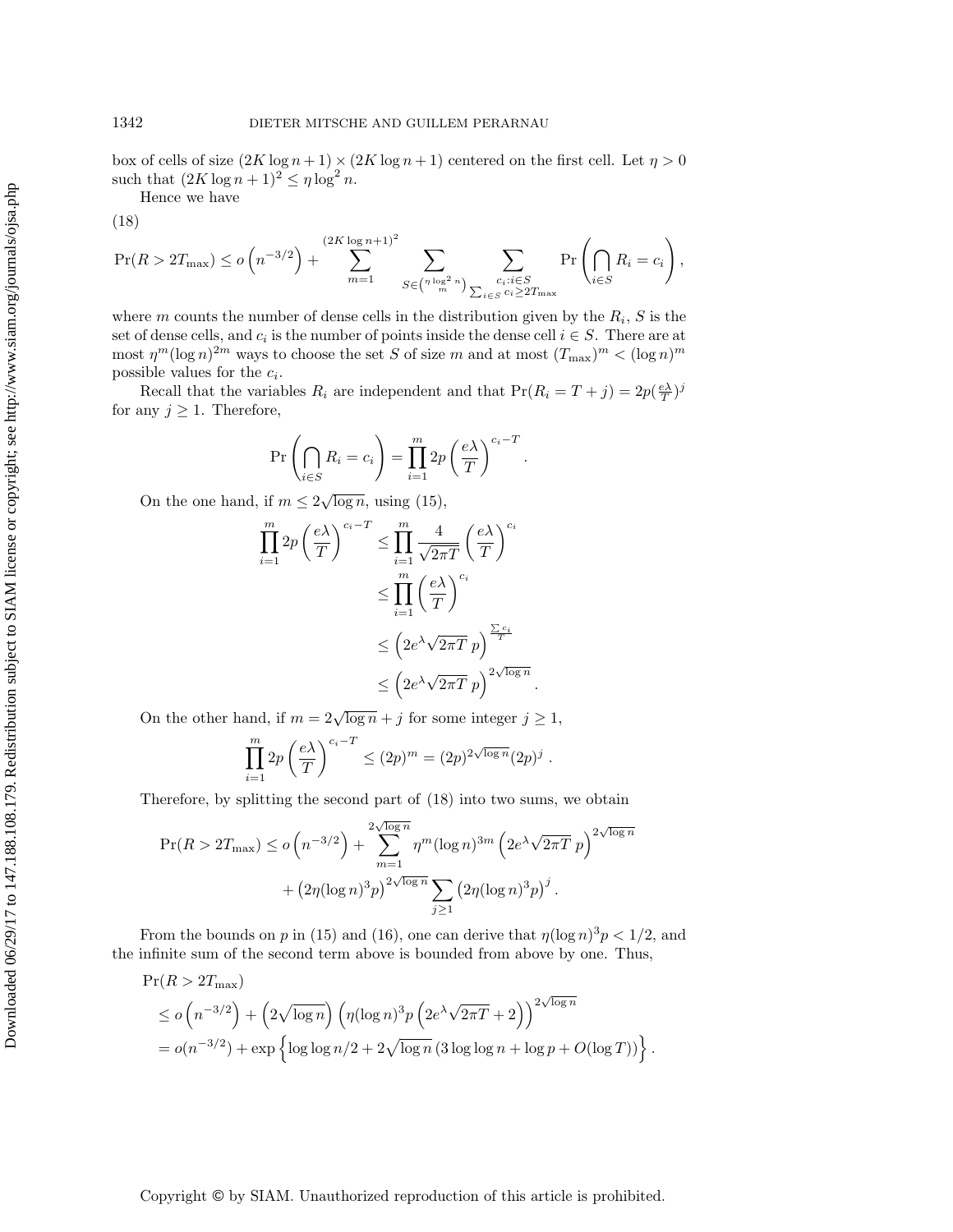box of cells of size $(2K \log n + 1) \times (2K \log n + 1)$ centered on the first cell. Let $\eta > 0$ such that $(2K \log n + 1)^2 \leq \eta \log^2 n$.

Hence we have

(18)

$$\Pr(R > 2T_{\max}) \leq o\left(n^{-3/2}\right) + \sum_{m=1}^{(2K\log n+1)^2} \sum_{S \in \binom{\eta \log^2 n}{m}} \sum_{\substack{c_i : i \in S \\ \sum_{i\in S} c_i \geq 2T_{\max}}} \Pr\left(\bigcap_{i \in S} R_i = c_i\right),$$

where $m$ counts the number of dense cells in the distribution given by the $R_i$, $S$ is the set of dense cells, and $c_i$ is the number of points inside the dense cell $i \in S$. There are at most $\eta^m (\log n)^{2m}$ ways to choose the set $S$ of size $m$ and at most $(T_{\max})^m < (\log n)^m$ possible values for the $c_i$.

Recall that the variables $R_i$ are independent and that $\Pr(R_i = T + j) = 2p(\frac{e\lambda}{T})^j$ for any $j \geq 1$. Therefore,

$$\Pr\left(\bigcap_{i\in S} R_i = c_i\right) = \prod_{i=1}^{m} 2p\left(\frac{e\lambda}{T}\right)^{c_i - T}.$$

On the one hand, if $m \leq 2\sqrt{\log n}$, using (15),

$$\begin{aligned}
\prod_{i=1}^{m} 2p\left(\frac{e\lambda}{T}\right)^{c_i - T} &\leq \prod_{i=1}^{m} \frac{4}{\sqrt{2\pi T}}\left(\frac{e\lambda}{T}\right)^{c_i} \\
&\leq \prod_{i=1}^{m} \left(\frac{e\lambda}{T}\right)^{c_i} \\
&\leq \left(2e^{\lambda}\sqrt{2\pi T}\, p\right)^{\frac{\sum c_i}{T}} \\
&\leq \left(2e^{\lambda}\sqrt{2\pi T}\, p\right)^{2\sqrt{\log n}}.
\end{aligned}$$

On the other hand, if $m = 2\sqrt{\log n} + j$ for some integer $j \geq 1$,

$$\prod_{i=1}^{m} 2p\left(\frac{e\lambda}{T}\right)^{c_i - T} \leq (2p)^m = (2p)^{2\sqrt{\log n}}(2p)^j .$$

Therefore, by splitting the second part of (18) into two sums, we obtain

$$\begin{aligned}
\Pr(R > 2T_{\max}) \leq o\left(n^{-3/2}\right) &+ \sum_{m=1}^{2\sqrt{\log n}} \eta^m (\log n)^{3m}\left(2e^{\lambda}\sqrt{2\pi T}\, p\right)^{2\sqrt{\log n}} \\
&+ \left(2\eta(\log n)^3 p\right)^{2\sqrt{\log n}} \sum_{j\geq 1}\left(2\eta(\log n)^3 p\right)^j .
\end{aligned}$$

From the bounds on $p$ in (15) and (16), one can derive that $\eta(\log n)^3 p < 1/2$, and the infinite sum of the second term above is bounded from above by one. Thus,

$$\begin{aligned}
&\Pr(R > 2T_{\max}) \\
&\leq o\left(n^{-3/2}\right) + \left(2\sqrt{\log n}\right)\left(\eta(\log n)^3 p\left(2e^{\lambda}\sqrt{2\pi T} + 2\right)\right)^{2\sqrt{\log n}} \\
&= o(n^{-3/2}) + \exp\left\{\log\log n/2 + 2\sqrt{\log n}\left(3\log\log n + \log p + O(\log T)\right)\right\}.
\end{aligned}$$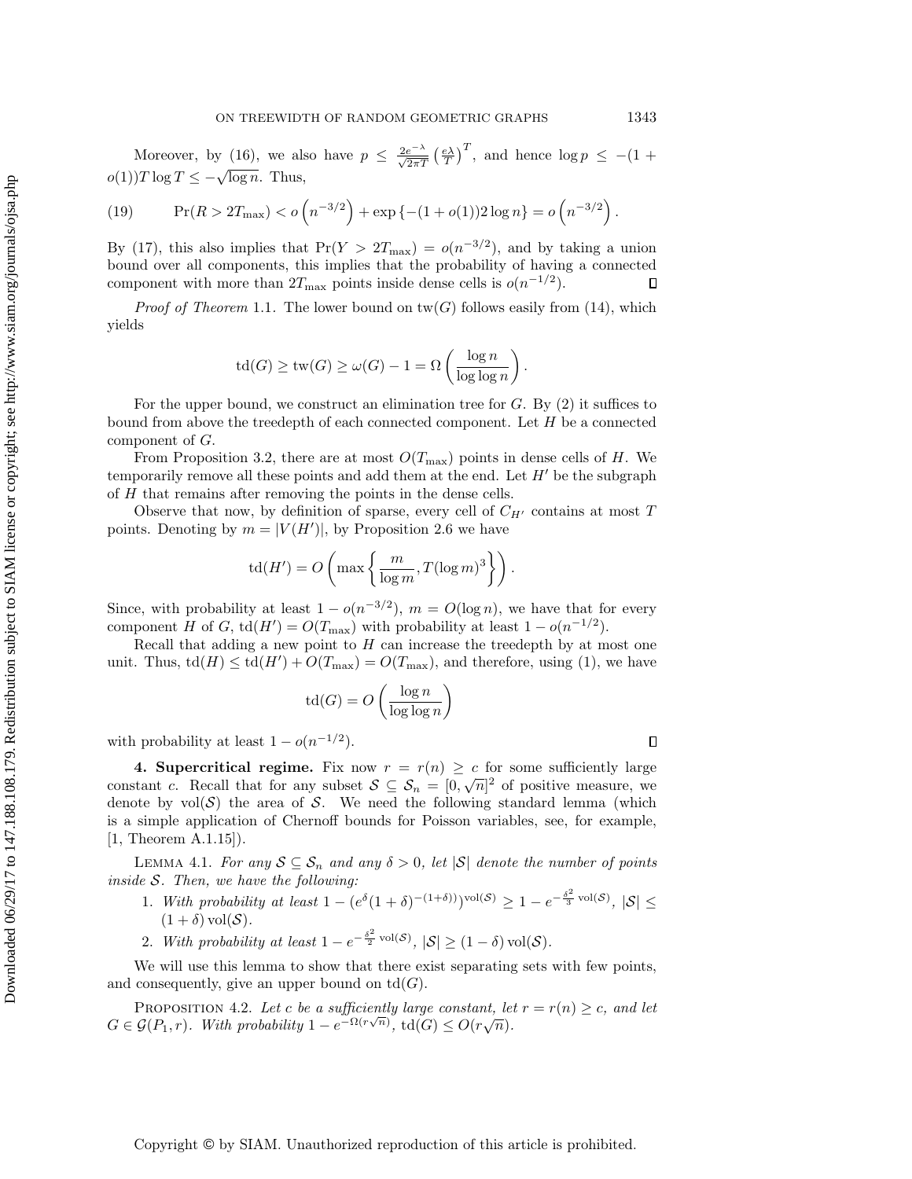Moreover, by (16), we also have $p \leq \frac{2e^{-\lambda}}{\sqrt{2\pi T}} \left(\frac{e\lambda}{T}\right)^T$, and hence $\log p \leq -(1 + o(1))T \log T \leq -\sqrt{\log n}$. Thus,

$$\Pr(R > 2T_{\max}) < o\left(n^{-3/2}\right) + \exp\left\{-(1+o(1))2\log n\right\} = o\left(n^{-3/2}\right). \tag{19}$$

By (17), this also implies that $\Pr(Y > 2T_{\max}) = o(n^{-3/2})$, and by taking a union bound over all components, this implies that the probability of having a connected component with more than $2T_{\max}$ points inside dense cells is $o(n^{-1/2})$. ∎

*Proof of Theorem* 1.1. The lower bound on $\mathrm{tw}(G)$ follows easily from (14), which yields

$$\mathrm{td}(G) \geq \mathrm{tw}(G) \geq \omega(G) - 1 = \Omega\left(\frac{\log n}{\log \log n}\right).$$

For the upper bound, we construct an elimination tree for $G$. By (2) it suffices to bound from above the treedepth of each connected component. Let $H$ be a connected component of $G$.

From Proposition 3.2, there are at most $O(T_{\max})$ points in dense cells of $H$. We temporarily remove all these points and add them at the end. Let $H'$ be the subgraph of $H$ that remains after removing the points in the dense cells.

Observe that now, by definition of sparse, every cell of $C_{H'}$ contains at most $T$ points. Denoting by $m = |V(H')|$, by Proposition 2.6 we have

$$\mathrm{td}(H') = O\left(\max\left\{\frac{m}{\log m}, T(\log m)^3\right\}\right).$$

Since, with probability at least $1 - o(n^{-3/2})$, $m = O(\log n)$, we have that for every component $H$ of $G$, $\mathrm{td}(H') = O(T_{\max})$ with probability at least $1 - o(n^{-1/2})$.

Recall that adding a new point to $H$ can increase the treedepth by at most one unit. Thus, $\mathrm{td}(H) \leq \mathrm{td}(H') + O(T_{\max}) = O(T_{\max})$, and therefore, using (1), we have

$$\mathrm{td}(G) = O\left(\frac{\log n}{\log \log n}\right)$$

with probability at least $1 - o(n^{-1/2})$. ∎

## 4. Supercritical regime.

Fix now $r = r(n) \geq c$ for some sufficiently large constant $c$. Recall that for any subset $\mathcal{S} \subseteq \mathcal{S}_n = [0, \sqrt{n}]^2$ of positive measure, we denote by $\mathrm{vol}(\mathcal{S})$ the area of $\mathcal{S}$. We need the following standard lemma (which is a simple application of Chernoff bounds for Poisson variables, see, for example, [1, Theorem A.1.15]).

LEMMA 4.1. *For any $\mathcal{S} \subseteq \mathcal{S}_n$ and any $\delta > 0$, let $|\mathcal{S}|$ denote the number of points inside $\mathcal{S}$. Then, we have the following:*

1. *With probability at least $1 - (e^{\delta}(1+\delta)^{-(1+\delta)})^{\mathrm{vol}(\mathcal{S})} \geq 1 - e^{-\frac{\delta^2}{3}\mathrm{vol}(\mathcal{S})}$, $|\mathcal{S}| \leq (1+\delta)\,\mathrm{vol}(\mathcal{S})$.*
2. *With probability at least $1 - e^{-\frac{\delta^2}{2}\mathrm{vol}(\mathcal{S})}$, $|\mathcal{S}| \geq (1-\delta)\,\mathrm{vol}(\mathcal{S})$.*

We will use this lemma to show that there exist separating sets with few points, and consequently, give an upper bound on $\mathrm{td}(G)$.

PROPOSITION 4.2. *Let $c$ be a sufficiently large constant, let $r = r(n) \geq c$, and let $G \in \mathcal{G}(P_1, r)$. With probability $1 - e^{-\Omega(r\sqrt{n})}$, $\mathrm{td}(G) \leq O(r\sqrt{n})$.*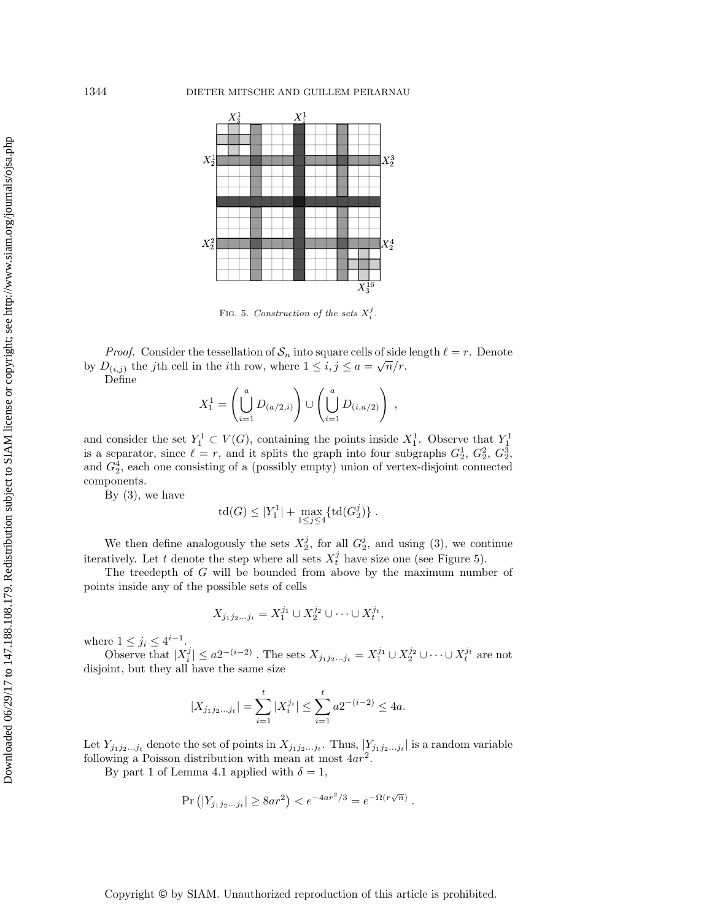FIG. 5. *Construction of the sets $X_i^j$.*

*Proof.* Consider the tessellation of $\mathcal{S}_n$ into square cells of side length $\ell = r$. Denote by $D_{(i,j)}$ the $j$th cell in the $i$th row, where $1 \le i, j \le a = \sqrt{n}/r$.

Define

$$X_1^1 = \left( \bigcup_{i=1}^{a} D_{(a/2,i)} \right) \cup \left( \bigcup_{i=1}^{a} D_{(i,a/2)} \right) ,$$

and consider the set $Y_1^1 \subset V(G)$, containing the points inside $X_1^1$. Observe that $Y_1^1$ is a separator, since $\ell = r$, and it splits the graph into four subgraphs $G_2^1$, $G_2^2$, $G_2^3$, and $G_2^4$, each one consisting of a (possibly empty) union of vertex-disjoint connected components.

By (3), we have

$$\text{td}(G) \le |Y_1^1| + \max_{1 \le j \le 4} \{\text{td}(G_2^j)\} .$$

We then define analogously the sets $X_2^j$, for all $G_2^j$, and using (3), we continue iteratively. Let $t$ denote the step where all sets $X_t^j$ have size one (see Figure 5).

The treedepth of $G$ will be bounded from above by the maximum number of points inside any of the possible sets of cells

$$X_{j_1 j_2 \ldots j_t} = X_1^{j_1} \cup X_2^{j_2} \cup \cdots \cup X_t^{j_t},$$

where $1 \le j_i \le 4^{i-1}$.

Observe that $|X_i^j| \le a2^{-(i-2)}$ . The sets $X_{j_1 j_2 \ldots j_t} = X_1^{j_1} \cup X_2^{j_2} \cup \cdots \cup X_t^{j_t}$ are not disjoint, but they all have the same size

$$|X_{j_1 j_2 \ldots j_t}| = \sum_{i=1}^{t} |X_i^{j_i}| \le \sum_{i=1}^{t} a2^{-(i-2)} \le 4a.$$

Let $Y_{j_1 j_2 \ldots j_t}$ denote the set of points in $X_{j_1 j_2 \ldots j_t}$. Thus, $|Y_{j_1 j_2 \ldots j_t}|$ is a random variable following a Poisson distribution with mean at most $4ar^2$.

By part 1 of Lemma 4.1 applied with $\delta = 1$,

$$\Pr\left(|Y_{j_1 j_2 \ldots j_t}| \ge 8ar^2\right) < e^{-4ar^2/3} = e^{-\Omega(r\sqrt{n})} .$$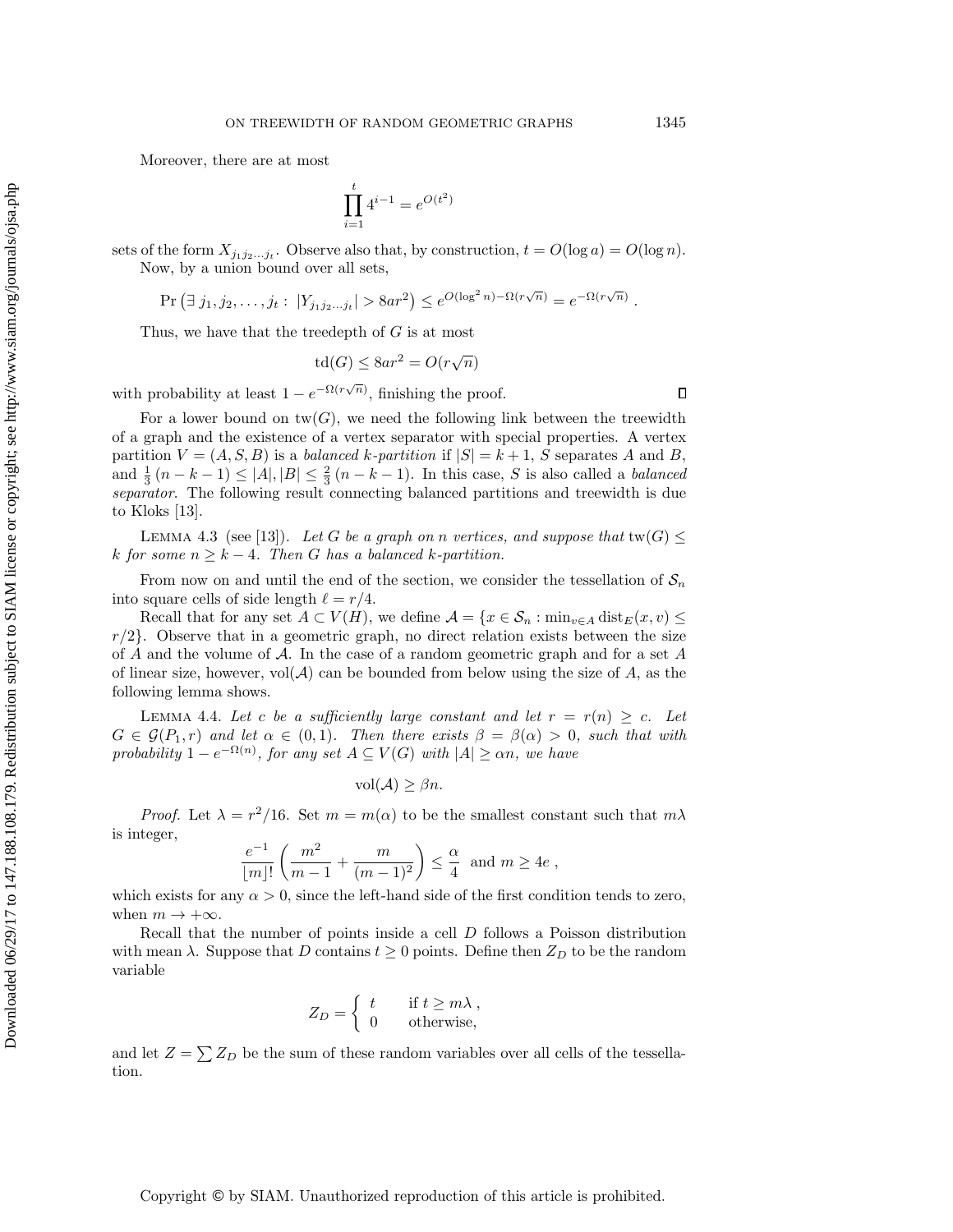Moreover, there are at most

$$\prod_{i=1}^{t} 4^{i-1} = e^{O(t^2)}$$

sets of the form $X_{j_1 j_2 \dots j_t}$. Observe also that, by construction, $t = O(\log a) = O(\log n)$.

Now, by a union bound over all sets,

$$\Pr\left(\exists\, j_1, j_2, \dots, j_t : \ |Y_{j_1 j_2 \dots j_t}| > 8ar^2\right) \le e^{O(\log^2 n) - \Omega(r\sqrt{n})} = e^{-\Omega(r\sqrt{n})} .$$

Thus, we have that the treedepth of $G$ is at most

$$\mathrm{td}(G) \le 8ar^2 = O(r\sqrt{n})$$

with probability at least $1 - e^{-\Omega(r\sqrt{n})}$, finishing the proof. ∎

For a lower bound on $\mathrm{tw}(G)$, we need the following link between the treewidth of a graph and the existence of a vertex separator with special properties. A vertex partition $V = (A, S, B)$ is a *balanced $k$-partition* if $|S| = k+1$, $S$ separates $A$ and $B$, and $\frac{1}{3}(n-k-1) \le |A|, |B| \le \frac{2}{3}(n-k-1)$. In this case, $S$ is also called a *balanced separator*. The following result connecting balanced partitions and treewidth is due to Kloks [13].

Lemma 4.3 (see [13]). *Let $G$ be a graph on $n$ vertices, and suppose that $\mathrm{tw}(G) \le k$ for some $n \ge k-4$. Then $G$ has a balanced $k$-partition.*

From now on and until the end of the section, we consider the tessellation of $\mathcal{S}_n$ into square cells of side length $\ell = r/4$.

Recall that for any set $A \subset V(H)$, we define $\mathcal{A} = \{x \in \mathcal{S}_n : \min_{v \in A} \mathrm{dist}_E(x, v) \le r/2\}$. Observe that in a geometric graph, no direct relation exists between the size of $A$ and the volume of $\mathcal{A}$. In the case of a random geometric graph and for a set $A$ of linear size, however, $\mathrm{vol}(\mathcal{A})$ can be bounded from below using the size of $A$, as the following lemma shows.

Lemma 4.4. *Let $c$ be a sufficiently large constant and let $r = r(n) \ge c$. Let $G \in \mathcal{G}(P_1, r)$ and let $\alpha \in (0,1)$. Then there exists $\beta = \beta(\alpha) > 0$, such that with probability $1 - e^{-\Omega(n)}$, for any set $A \subseteq V(G)$ with $|A| \ge \alpha n$, we have*

$$\mathrm{vol}(\mathcal{A}) \ge \beta n.$$

*Proof*. Let $\lambda = r^2/16$. Set $m = m(\alpha)$ to be the smallest constant such that $m\lambda$ is integer,

$$\frac{e^{-1}}{\lfloor m \rfloor!}\left(\frac{m^2}{m-1} + \frac{m}{(m-1)^2}\right) \le \frac{\alpha}{4} \ \text{ and } m \ge 4e \ ,$$

which exists for any $\alpha > 0$, since the left-hand side of the first condition tends to zero, when $m \to +\infty$.

Recall that the number of points inside a cell $D$ follows a Poisson distribution with mean $\lambda$. Suppose that $D$ contains $t \ge 0$ points. Define then $Z_D$ to be the random variable

$$Z_D = \begin{cases} t & \text{if } t \ge m\lambda \ , \\ 0 & \text{otherwise,} \end{cases}$$

and let $Z = \sum Z_D$ be the sum of these random variables over all cells of the tessellation.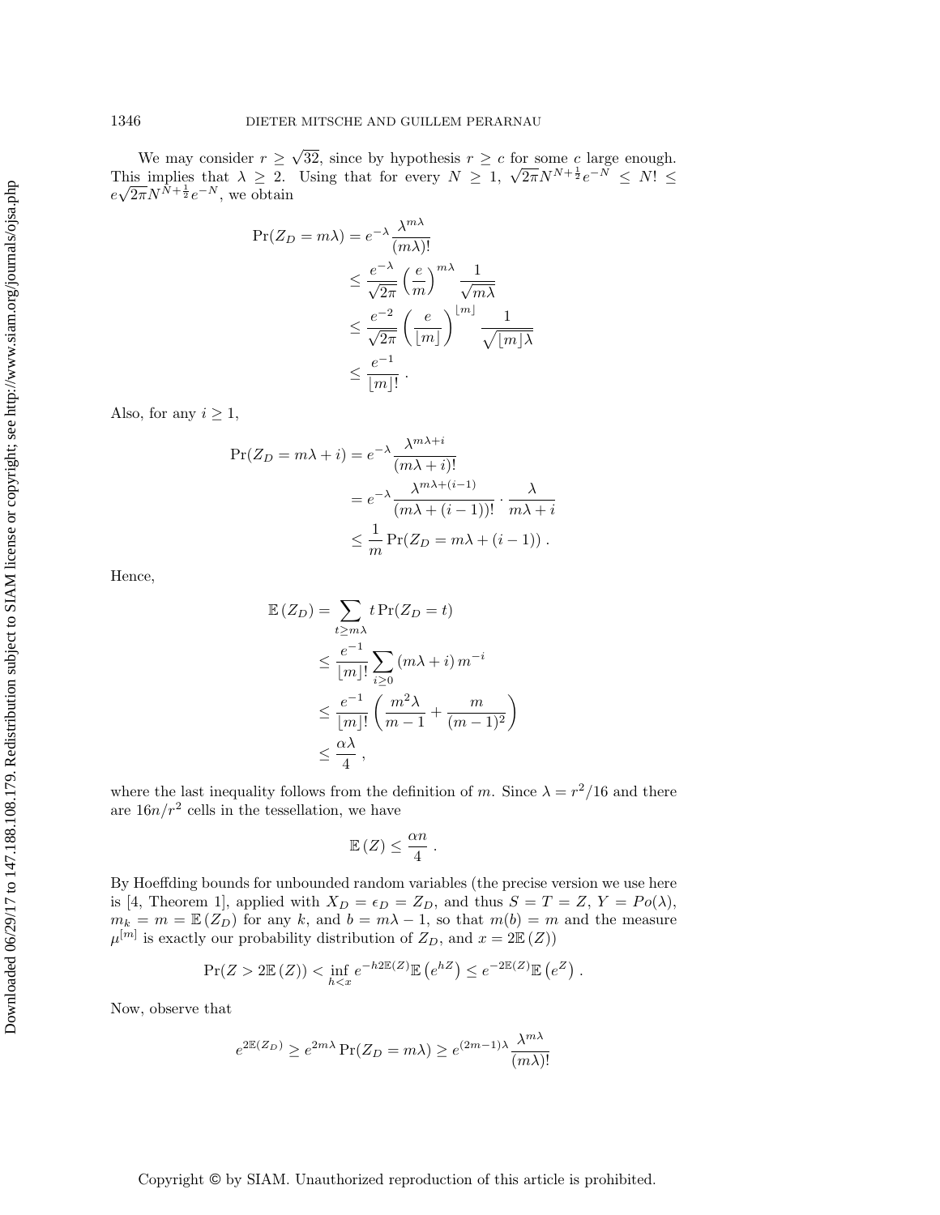We may consider $r \geq \sqrt{32}$, since by hypothesis $r \geq c$ for some $c$ large enough. This implies that $\lambda \geq 2$. Using that for every $N \geq 1$, $\sqrt{2\pi}N^{N+\frac{1}{2}}e^{-N} \leq N! \leq e\sqrt{2\pi}N^{N+\frac{1}{2}}e^{-N}$, we obtain

$$\begin{aligned}
\Pr(Z_D = m\lambda) &= e^{-\lambda}\frac{\lambda^{m\lambda}}{(m\lambda)!} \\
&\leq \frac{e^{-\lambda}}{\sqrt{2\pi}}\left(\frac{e}{m}\right)^{m\lambda}\frac{1}{\sqrt{m\lambda}} \\
&\leq \frac{e^{-2}}{\sqrt{2\pi}}\left(\frac{e}{\lfloor m\rfloor}\right)^{\lfloor m\rfloor}\frac{1}{\sqrt{\lfloor m\rfloor\lambda}} \\
&\leq \frac{e^{-1}}{\lfloor m\rfloor!}\,.
\end{aligned}$$

Also, for any $i \geq 1$,

$$\begin{aligned}
\Pr(Z_D = m\lambda + i) &= e^{-\lambda}\frac{\lambda^{m\lambda+i}}{(m\lambda+i)!} \\
&= e^{-\lambda}\frac{\lambda^{m\lambda+(i-1)}}{(m\lambda+(i-1))!}\cdot\frac{\lambda}{m\lambda+i} \\
&\leq \frac{1}{m}\Pr(Z_D = m\lambda + (i-1))\,.
\end{aligned}$$

Hence,

$$\begin{aligned}
\mathbb{E}\left(Z_D\right) &= \sum_{t\geq m\lambda} t\Pr(Z_D = t) \\
&\leq \frac{e^{-1}}{\lfloor m\rfloor!}\sum_{i\geq 0}(m\lambda+i)\,m^{-i} \\
&\leq \frac{e^{-1}}{\lfloor m\rfloor!}\left(\frac{m^2\lambda}{m-1}+\frac{m}{(m-1)^2}\right) \\
&\leq \frac{\alpha\lambda}{4}\,,
\end{aligned}$$

where the last inequality follows from the definition of $m$. Since $\lambda = r^2/16$ and there are $16n/r^2$ cells in the tessellation, we have

$$\mathbb{E}\left(Z\right) \leq \frac{\alpha n}{4}\,.$$

By Hoeffding bounds for unbounded random variables (the precise version we use here is [4, Theorem 1], applied with $X_D = \epsilon_D = Z_D$, and thus $S = T = Z$, $Y = Po(\lambda)$, $m_k = m = \mathbb{E}\left(Z_D\right)$ for any $k$, and $b = m\lambda - 1$, so that $m(b) = m$ and the measure $\mu^{[m]}$ is exactly our probability distribution of $Z_D$, and $x = 2\mathbb{E}\left(Z\right)$)

$$\Pr(Z > 2\mathbb{E}\left(Z\right)) < \inf_{h<x} e^{-h2\mathbb{E}(Z)}\mathbb{E}\left(e^{hZ}\right) \leq e^{-2\mathbb{E}(Z)}\mathbb{E}\left(e^{Z}\right)\,.$$

Now, observe that

$$e^{2\mathbb{E}(Z_D)} \geq e^{2m\lambda}\Pr(Z_D = m\lambda) \geq e^{(2m-1)\lambda}\frac{\lambda^{m\lambda}}{(m\lambda)!}$$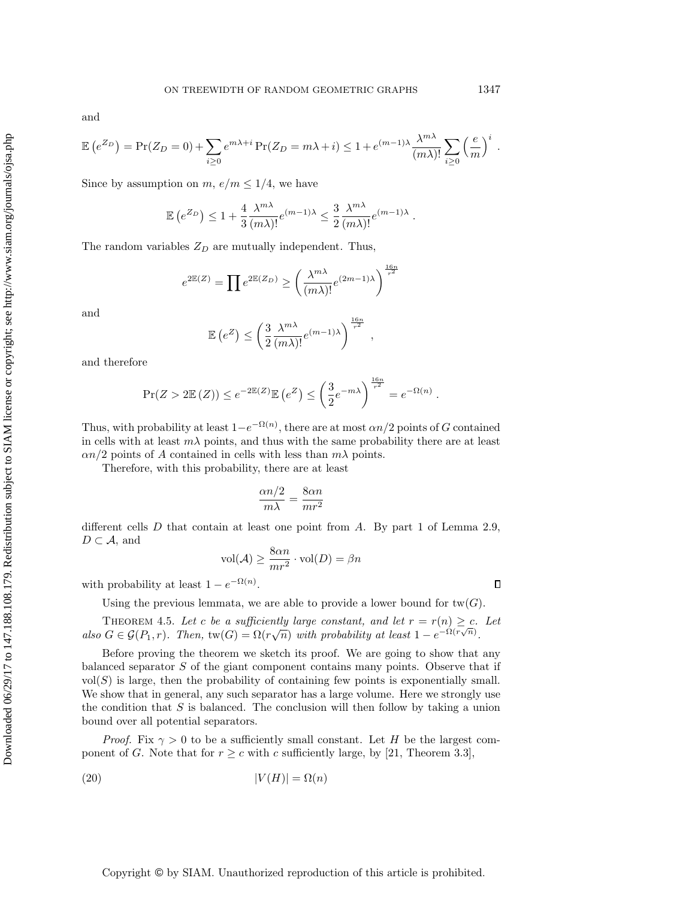and

$$\mathbb{E}\left(e^{Z_D}\right) = \Pr(Z_D = 0) + \sum_{i \geq 0} e^{m\lambda + i} \Pr(Z_D = m\lambda + i) \leq 1 + e^{(m-1)\lambda} \frac{\lambda^{m\lambda}}{(m\lambda)!} \sum_{i \geq 0} \left(\frac{e}{m}\right)^i .$$

Since by assumption on $m$, $e/m \leq 1/4$, we have

$$\mathbb{E}\left(e^{Z_D}\right) \leq 1 + \frac{4}{3} \frac{\lambda^{m\lambda}}{(m\lambda)!} e^{(m-1)\lambda} \leq \frac{3}{2} \frac{\lambda^{m\lambda}}{(m\lambda)!} e^{(m-1)\lambda} .$$

The random variables $Z_D$ are mutually independent. Thus,

$$e^{2\mathbb{E}(Z)} = \prod e^{2\mathbb{E}(Z_D)} \geq \left(\frac{\lambda^{m\lambda}}{(m\lambda)!} e^{(2m-1)\lambda}\right)^{\frac{16n}{r^2}}$$

and

$$\mathbb{E}\left(e^{Z}\right) \leq \left(\frac{3}{2} \frac{\lambda^{m\lambda}}{(m\lambda)!} e^{(m-1)\lambda}\right)^{\frac{16n}{r^2}} ,$$

and therefore

$$\Pr(Z > 2\mathbb{E}(Z)) \leq e^{-2\mathbb{E}(Z)} \mathbb{E}\left(e^{Z}\right) \leq \left(\frac{3}{2} e^{-m\lambda}\right)^{\frac{16n}{r^2}} = e^{-\Omega(n)} .$$

Thus, with probability at least $1 - e^{-\Omega(n)}$, there are at most $\alpha n/2$ points of $G$ contained in cells with at least $m\lambda$ points, and thus with the same probability there are at least $\alpha n/2$ points of $A$ contained in cells with less than $m\lambda$ points.

Therefore, with this probability, there are at least

$$\frac{\alpha n/2}{m\lambda} = \frac{8\alpha n}{mr^2}$$

different cells $D$ that contain at least one point from $A$. By part 1 of Lemma 2.9, $D \subset \mathcal{A}$, and

$$\text{vol}(\mathcal{A}) \geq \frac{8\alpha n}{mr^2} \cdot \text{vol}(D) = \beta n$$

with probability at least $1 - e^{-\Omega(n)}$. ∎

Using the previous lemmata, we are able to provide a lower bound for $\text{tw}(G)$.

**Theorem 4.5.** *Let $c$ be a sufficiently large constant, and let $r = r(n) \geq c$. Let also $G \in \mathcal{G}(P_1, r)$. Then, $\text{tw}(G) = \Omega(r\sqrt{n})$ with probability at least $1 - e^{-\Omega(r\sqrt{n})}$.*

Before proving the theorem we sketch its proof. We are going to show that any balanced separator $S$ of the giant component contains many points. Observe that if $\text{vol}(S)$ is large, then the probability of containing few points is exponentially small. We show that in general, any such separator has a large volume. Here we strongly use the condition that $S$ is balanced. The conclusion will then follow by taking a union bound over all potential separators.

*Proof.* Fix $\gamma > 0$ to be a sufficiently small constant. Let $H$ be the largest component of $G$. Note that for $r \geq c$ with $c$ sufficiently large, by [21, Theorem 3.3],

$$|V(H)| = \Omega(n) \tag{20}$$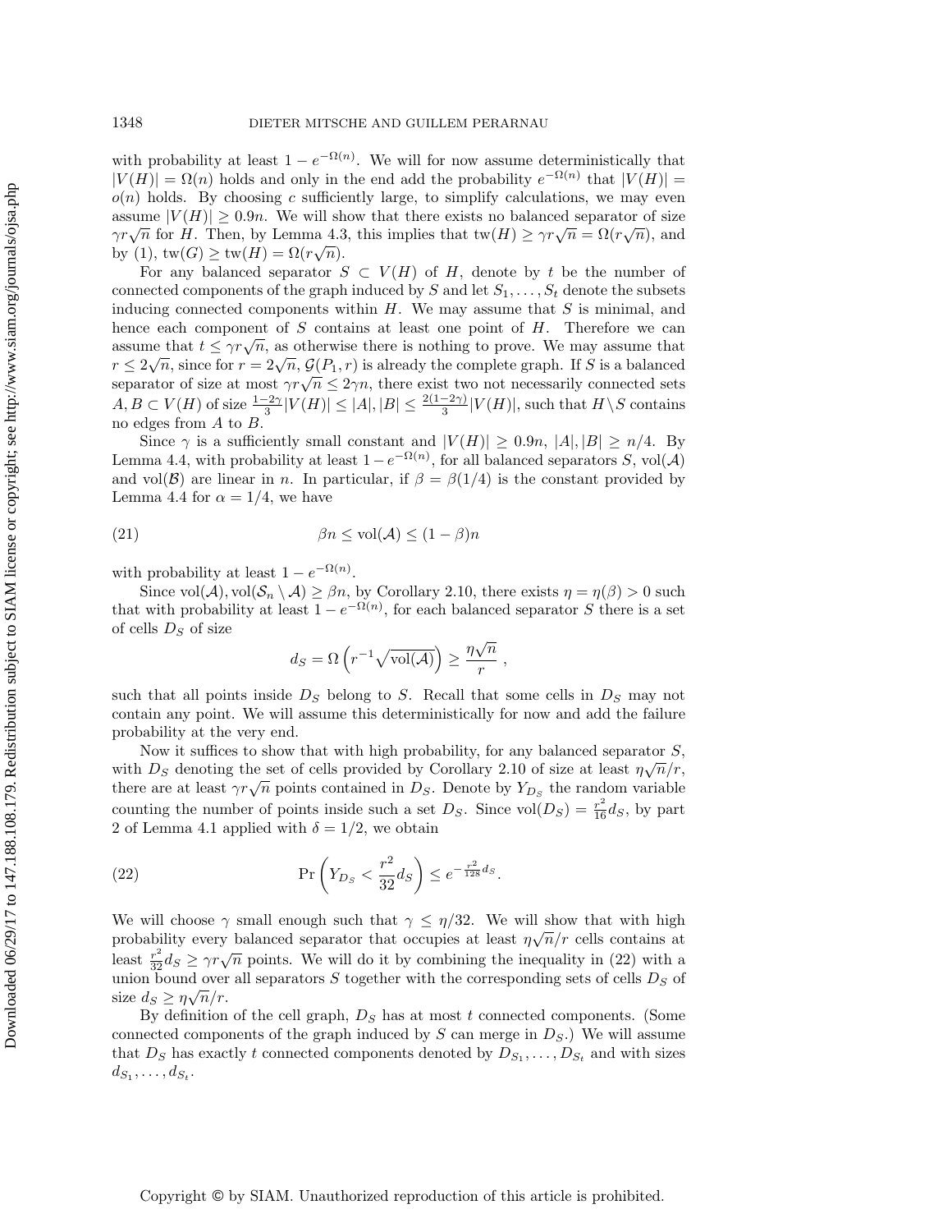with probability at least $1 - e^{-\Omega(n)}$. We will for now assume deterministically that $|V(H)| = \Omega(n)$ holds and only in the end add the probability $e^{-\Omega(n)}$ that $|V(H)| = o(n)$ holds. By choosing $c$ sufficiently large, to simplify calculations, we may even assume $|V(H)| \geq 0.9n$. We will show that there exists no balanced separator of size $\gamma r\sqrt{n}$ for $H$. Then, by Lemma 4.3, this implies that $\mathrm{tw}(H) \geq \gamma r\sqrt{n} = \Omega(r\sqrt{n})$, and by (1), $\mathrm{tw}(G) \geq \mathrm{tw}(H) = \Omega(r\sqrt{n})$.

For any balanced separator $S \subset V(H)$ of $H$, denote by $t$ be the number of connected components of the graph induced by $S$ and let $S_1, \ldots, S_t$ denote the subsets inducing connected components within $H$. We may assume that $S$ is minimal, and hence each component of $S$ contains at least one point of $H$. Therefore we can assume that $t \leq \gamma r\sqrt{n}$, as otherwise there is nothing to prove. We may assume that $r \leq 2\sqrt{n}$, since for $r = 2\sqrt{n}$, $\mathcal{G}(P_1, r)$ is already the complete graph. If $S$ is a balanced separator of size at most $\gamma r\sqrt{n} \leq 2\gamma n$, there exist two not necessarily connected sets $A, B \subset V(H)$ of size $\frac{1-2\gamma}{3}|V(H)| \leq |A|, |B| \leq \frac{2(1-2\gamma)}{3}|V(H)|$, such that $H \setminus S$ contains no edges from $A$ to $B$.

Since $\gamma$ is a sufficiently small constant and $|V(H)| \geq 0.9n$, $|A|, |B| \geq n/4$. By Lemma 4.4, with probability at least $1 - e^{-\Omega(n)}$, for all balanced separators $S$, $\mathrm{vol}(\mathcal{A})$ and $\mathrm{vol}(\mathcal{B})$ are linear in $n$. In particular, if $\beta = \beta(1/4)$ is the constant provided by Lemma 4.4 for $\alpha = 1/4$, we have

$$\beta n \leq \mathrm{vol}(\mathcal{A}) \leq (1-\beta)n \tag{21}$$

with probability at least $1 - e^{-\Omega(n)}$.

Since $\mathrm{vol}(\mathcal{A}), \mathrm{vol}(\mathcal{S}_n \setminus \mathcal{A}) \geq \beta n$, by Corollary 2.10, there exists $\eta = \eta(\beta) > 0$ such that with probability at least $1 - e^{-\Omega(n)}$, for each balanced separator $S$ there is a set of cells $D_S$ of size

$$d_S = \Omega\left(r^{-1}\sqrt{\mathrm{vol}(\mathcal{A})}\right) \geq \frac{\eta\sqrt{n}}{r},$$

such that all points inside $D_S$ belong to $S$. Recall that some cells in $D_S$ may not contain any point. We will assume this deterministically for now and add the failure probability at the very end.

Now it suffices to show that with high probability, for any balanced separator $S$, with $D_S$ denoting the set of cells provided by Corollary 2.10 of size at least $\eta\sqrt{n}/r$, there are at least $\gamma r\sqrt{n}$ points contained in $D_S$. Denote by $Y_{D_S}$ the random variable counting the number of points inside such a set $D_S$. Since $\mathrm{vol}(D_S) = \frac{r^2}{16}d_S$, by part 2 of Lemma 4.1 applied with $\delta = 1/2$, we obtain

$$\Pr\left(Y_{D_S} < \frac{r^2}{32}d_S\right) \leq e^{-\frac{r^2}{128}d_S}. \tag{22}$$

We will choose $\gamma$ small enough such that $\gamma \leq \eta/32$. We will show that with high probability every balanced separator that occupies at least $\eta\sqrt{n}/r$ cells contains at least $\frac{r^2}{32}d_S \geq \gamma r\sqrt{n}$ points. We will do it by combining the inequality in (22) with a union bound over all separators $S$ together with the corresponding sets of cells $D_S$ of size $d_S \geq \eta\sqrt{n}/r$.

By definition of the cell graph, $D_S$ has at most $t$ connected components. (Some connected components of the graph induced by $S$ can merge in $D_S$.) We will assume that $D_S$ has exactly $t$ connected components denoted by $D_{S_1}, \ldots, D_{S_t}$ and with sizes $d_{S_1}, \ldots, d_{S_t}$.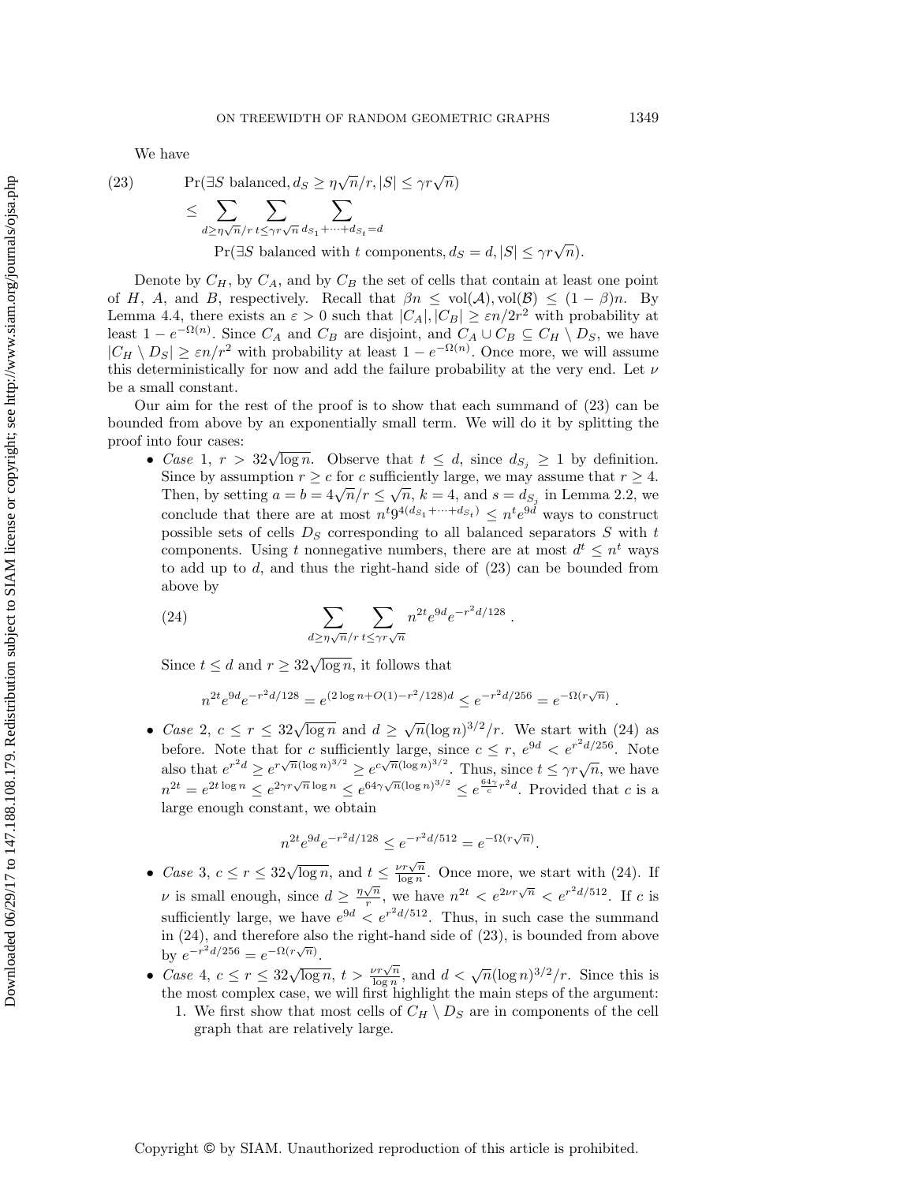We have

$$
\begin{aligned}
(23) \qquad & \Pr(\exists S \text{ balanced}, d_S \geq \eta\sqrt{n}/r, |S| \leq \gamma r\sqrt{n}) \\
& \leq \sum_{d \geq \eta\sqrt{n}/r} \sum_{t \leq \gamma r\sqrt{n}} \sum_{d_{S_1}+\cdots+d_{S_t}=d} \\
& \qquad \Pr(\exists S \text{ balanced with } t \text{ components}, d_S = d, |S| \leq \gamma r\sqrt{n}).
\end{aligned}
$$

Denote by $C_H$, by $C_A$, and by $C_B$ the set of cells that contain at least one point of $H$, $A$, and $B$, respectively. Recall that $\beta n \leq \text{vol}(\mathcal{A}), \text{vol}(\mathcal{B}) \leq (1-\beta)n$. By Lemma 4.4, there exists an $\varepsilon > 0$ such that $|C_A|, |C_B| \geq \varepsilon n/2r^2$ with probability at least $1 - e^{-\Omega(n)}$. Since $C_A$ and $C_B$ are disjoint, and $C_A \cup C_B \subseteq C_H \setminus D_S$, we have $|C_H \setminus D_S| \geq \varepsilon n/r^2$ with probability at least $1 - e^{-\Omega(n)}$. Once more, we will assume this deterministically for now and add the failure probability at the very end. Let $\nu$ be a small constant.

Our aim for the rest of the proof is to show that each summand of (23) can be bounded from above by an exponentially small term. We will do it by splitting the proof into four cases:

- *Case* 1, $r > 32\sqrt{\log n}$. Observe that $t \leq d$, since $d_{S_j} \geq 1$ by definition. Since by assumption $r \geq c$ for $c$ sufficiently large, we may assume that $r \geq 4$. Then, by setting $a = b = 4\sqrt{n}/r \leq \sqrt{n}$, $k = 4$, and $s = d_{S_j}$ in Lemma 2.2, we conclude that there are at most $n^t 9^{4(d_{S_1}+\cdots+d_{S_t})} \leq n^t e^{9d}$ ways to construct possible sets of cells $D_S$ corresponding to all balanced separators $S$ with $t$ components. Using $t$ nonnegative numbers, there are at most $d^t \leq n^t$ ways to add up to $d$, and thus the right-hand side of (23) can be bounded from above by

$$
(24) \qquad \sum_{d \geq \eta\sqrt{n}/r} \sum_{t \leq \gamma r\sqrt{n}} n^{2t} e^{9d} e^{-r^2 d/128}.
$$

  Since $t \leq d$ and $r \geq 32\sqrt{\log n}$, it follows that

$$
n^{2t} e^{9d} e^{-r^2 d/128} = e^{(2\log n + O(1) - r^2/128)d} \leq e^{-r^2 d/256} = e^{-\Omega(r\sqrt{n})}.
$$

- *Case* 2, $c \leq r \leq 32\sqrt{\log n}$ and $d \geq \sqrt{n}(\log n)^{3/2}/r$. We start with (24) as before. Note that for $c$ sufficiently large, since $c \leq r$, $e^{9d} < e^{r^2 d/256}$. Note also that $e^{r^2 d} \geq e^{r\sqrt{n}(\log n)^{3/2}} \geq e^{c\sqrt{n}(\log n)^{3/2}}$. Thus, since $t \leq \gamma r\sqrt{n}$, we have $n^{2t} = e^{2t\log n} \leq e^{2\gamma r\sqrt{n}\log n} \leq e^{64\gamma\sqrt{n}(\log n)^{3/2}} \leq e^{\frac{64\gamma}{c} r^2 d}$. Provided that $c$ is a large enough constant, we obtain

$$
n^{2t} e^{9d} e^{-r^2 d/128} \leq e^{-r^2 d/512} = e^{-\Omega(r\sqrt{n})}.
$$

- *Case* 3, $c \leq r \leq 32\sqrt{\log n}$, and $t \leq \frac{\nu r\sqrt{n}}{\log n}$. Once more, we start with (24). If $\nu$ is small enough, since $d \geq \frac{\eta\sqrt{n}}{r}$, we have $n^{2t} < e^{2\nu r\sqrt{n}} < e^{r^2 d/512}$. If $c$ is sufficiently large, we have $e^{9d} < e^{r^2 d/512}$. Thus, in such case the summand in (24), and therefore also the right-hand side of (23), is bounded from above by $e^{-r^2 d/256} = e^{-\Omega(r\sqrt{n})}$.
- *Case* 4, $c \leq r \leq 32\sqrt{\log n}$, $t > \frac{\nu r\sqrt{n}}{\log n}$, and $d < \sqrt{n}(\log n)^{3/2}/r$. Since this is the most complex case, we will first highlight the main steps of the argument:
  1. We first show that most cells of $C_H \setminus D_S$ are in components of the cell graph that are relatively large.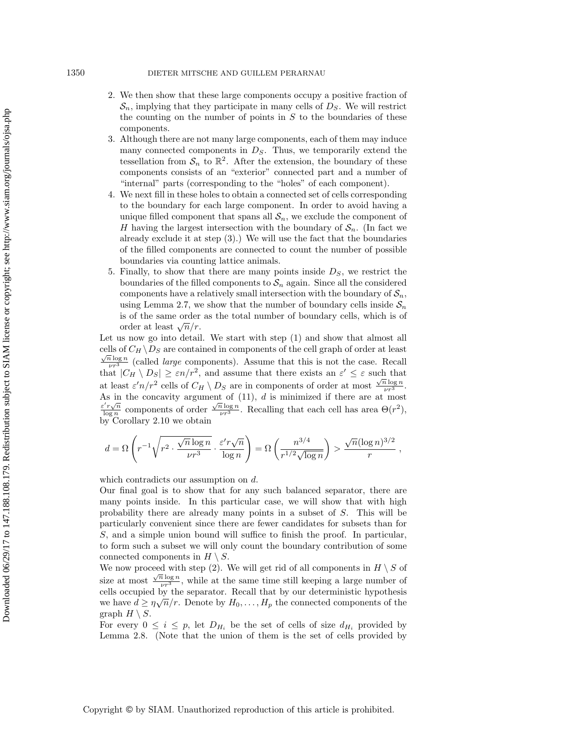2. We then show that these large components occupy a positive fraction of $\mathcal{S}_n$, implying that they participate in many cells of $D_S$. We will restrict the counting on the number of points in $S$ to the boundaries of these components.
3. Although there are not many large components, each of them may induce many connected components in $D_S$. Thus, we temporarily extend the tessellation from $\mathcal{S}_n$ to $\mathbb{R}^2$. After the extension, the boundary of these components consists of an "exterior" connected part and a number of "internal" parts (corresponding to the "holes" of each component).
4. We next fill in these holes to obtain a connected set of cells corresponding to the boundary for each large component. In order to avoid having a unique filled component that spans all $\mathcal{S}_n$, we exclude the component of $H$ having the largest intersection with the boundary of $\mathcal{S}_n$. (In fact we already exclude it at step (3).) We will use the fact that the boundaries of the filled components are connected to count the number of possible boundaries via counting lattice animals.
5. Finally, to show that there are many points inside $D_S$, we restrict the boundaries of the filled components to $\mathcal{S}_n$ again. Since all the considered components have a relatively small intersection with the boundary of $\mathcal{S}_n$, using Lemma 2.7, we show that the number of boundary cells inside $\mathcal{S}_n$ is of the same order as the total number of boundary cells, which is of order at least $\sqrt{n}/r$.

Let us now go into detail. We start with step (1) and show that almost all cells of $C_H \setminus D_S$ are contained in components of the cell graph of order at least $\frac{\sqrt{n}\log n}{\nu r^3}$ (called *large* components). Assume that this is not the case. Recall that $|C_H \setminus D_S| \geq \varepsilon n/r^2$, and assume that there exists an $\varepsilon' \leq \varepsilon$ such that at least $\varepsilon' n/r^2$ cells of $C_H \setminus D_S$ are in components of order at most $\frac{\sqrt{n}\log n}{\nu r^3}$. As in the concavity argument of (11), $d$ is minimized if there are at most $\frac{\varepsilon' r\sqrt{n}}{\log n}$ components of order $\frac{\sqrt{n}\log n}{\nu r^3}$. Recalling that each cell has area $\Theta(r^2)$, by Corollary 2.10 we obtain

$$d = \Omega\left(r^{-1}\sqrt{r^2 \cdot \frac{\sqrt{n}\log n}{\nu r^3}} \cdot \frac{\varepsilon' r\sqrt{n}}{\log n}\right) = \Omega\left(\frac{n^{3/4}}{r^{1/2}\sqrt{\log n}}\right) > \frac{\sqrt{n}(\log n)^{3/2}}{r} ,$$

which contradicts our assumption on $d$.

Our final goal is to show that for any such balanced separator, there are many points inside. In this particular case, we will show that with high probability there are already many points in a subset of $S$. This will be particularly convenient since there are fewer candidates for subsets than for $S$, and a simple union bound will suffice to finish the proof. In particular, to form such a subset we will only count the boundary contribution of some connected components in $H \setminus S$.

We now proceed with step (2). We will get rid of all components in $H \setminus S$ of size at most $\frac{\sqrt{n}\log n}{\nu r^3}$, while at the same time still keeping a large number of cells occupied by the separator. Recall that by our deterministic hypothesis we have $d \geq \eta\sqrt{n}/r$. Denote by $H_0, \ldots, H_p$ the connected components of the graph $H \setminus S$.

For every $0 \leq i \leq p$, let $D_{H_i}$ be the set of cells of size $d_{H_i}$ provided by Lemma 2.8. (Note that the union of them is the set of cells provided by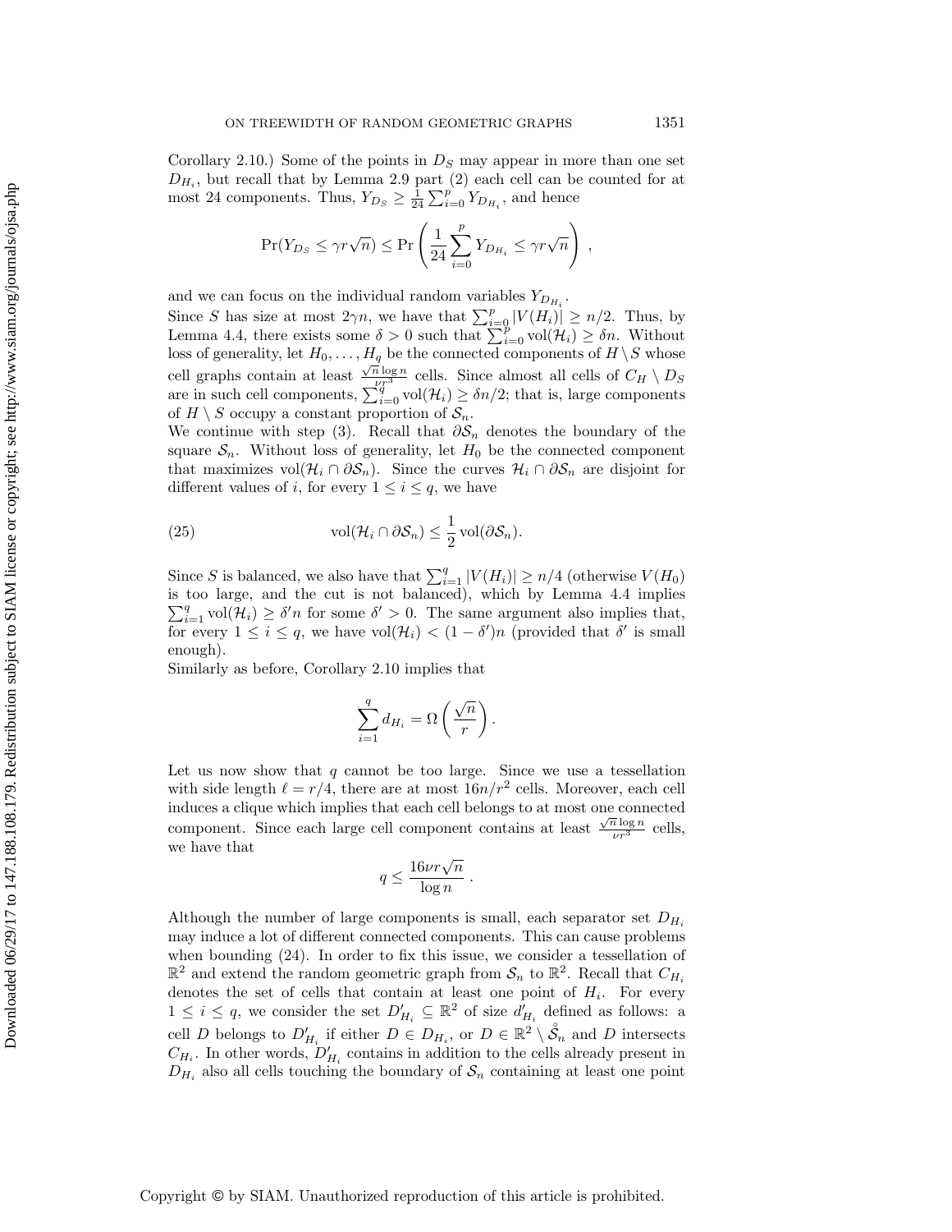Corollary 2.10.) Some of the points in $D_S$ may appear in more than one set $D_{H_i}$, but recall that by Lemma 2.9 part (2) each cell can be counted for at most 24 components. Thus, $Y_{D_S} \geq \frac{1}{24}\sum_{i=0}^{p} Y_{D_{H_i}}$, and hence

$$\Pr(Y_{D_S} \leq \gamma r\sqrt{n}) \leq \Pr\left(\frac{1}{24}\sum_{i=0}^{p} Y_{D_{H_i}} \leq \gamma r\sqrt{n}\right),$$

and we can focus on the individual random variables $Y_{D_{H_i}}$.

Since $S$ has size at most $2\gamma n$, we have that $\sum_{i=0}^{p}|V(H_i)| \geq n/2$. Thus, by Lemma 4.4, there exists some $\delta > 0$ such that $\sum_{i=0}^{p}\text{vol}(\mathcal{H}_i) \geq \delta n$. Without loss of generality, let $H_0, \ldots, H_q$ be the connected components of $H \setminus S$ whose cell graphs contain at least $\frac{\sqrt{n}\log n}{\nu r^3}$ cells. Since almost all cells of $C_H \setminus D_S$ are in such cell components, $\sum_{i=0}^{q}\text{vol}(\mathcal{H}_i) \geq \delta n/2$; that is, large components of $H \setminus S$ occupy a constant proportion of $\mathcal{S}_n$.

We continue with step (3). Recall that $\partial\mathcal{S}_n$ denotes the boundary of the square $\mathcal{S}_n$. Without loss of generality, let $H_0$ be the connected component that maximizes $\text{vol}(\mathcal{H}_i \cap \partial\mathcal{S}_n)$. Since the curves $\mathcal{H}_i \cap \partial\mathcal{S}_n$ are disjoint for different values of $i$, for every $1 \leq i \leq q$, we have

$$\text{vol}(\mathcal{H}_i \cap \partial\mathcal{S}_n) \leq \frac{1}{2}\text{vol}(\partial\mathcal{S}_n). \tag{25}$$

Since $S$ is balanced, we also have that $\sum_{i=1}^{q}|V(H_i)| \geq n/4$ (otherwise $V(H_0)$ is too large, and the cut is not balanced), which by Lemma 4.4 implies $\sum_{i=1}^{q}\text{vol}(\mathcal{H}_i) \geq \delta' n$ for some $\delta' > 0$. The same argument also implies that, for every $1 \leq i \leq q$, we have $\text{vol}(\mathcal{H}_i) < (1-\delta')n$ (provided that $\delta'$ is small enough).

Similarly as before, Corollary 2.10 implies that

$$\sum_{i=1}^{q} d_{H_i} = \Omega\left(\frac{\sqrt{n}}{r}\right).$$

Let us now show that $q$ cannot be too large. Since we use a tessellation with side length $\ell = r/4$, there are at most $16n/r^2$ cells. Moreover, each cell induces a clique which implies that each cell belongs to at most one connected component. Since each large cell component contains at least $\frac{\sqrt{n}\log n}{\nu r^3}$ cells, we have that

$$q \leq \frac{16\nu r\sqrt{n}}{\log n}.$$

Although the number of large components is small, each separator set $D_{H_i}$ may induce a lot of different connected components. This can cause problems when bounding (24). In order to fix this issue, we consider a tessellation of $\mathbb{R}^2$ and extend the random geometric graph from $\mathcal{S}_n$ to $\mathbb{R}^2$. Recall that $C_{H_i}$ denotes the set of cells that contain at least one point of $H_i$. For every $1 \leq i \leq q$, we consider the set $D'_{H_i} \subseteq \mathbb{R}^2$ of size $d'_{H_i}$ defined as follows: a cell $D$ belongs to $D'_{H_i}$ if either $D \in D_{H_i}$, or $D \in \mathbb{R}^2 \setminus \mathring{\mathcal{S}}_n$ and $D$ intersects $C_{H_i}$. In other words, $D'_{H_i}$ contains in addition to the cells already present in $D_{H_i}$ also all cells touching the boundary of $\mathcal{S}_n$ containing at least one point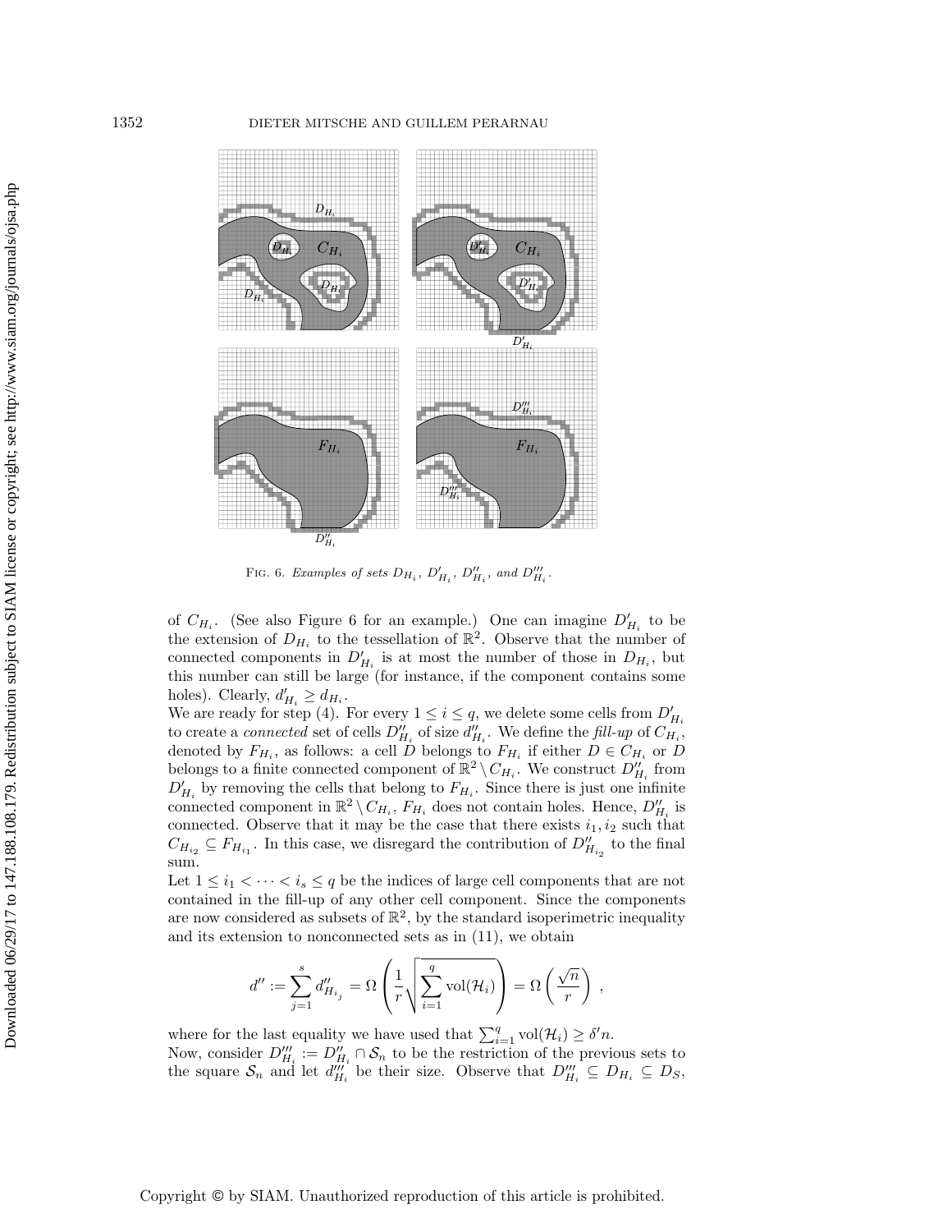Fig. 6. *Examples of sets $D_{H_i}$, $D'_{H_i}$, $D''_{H_i}$, and $D'''_{H_i}$.*

of $C_{H_i}$. (See also Figure 6 for an example.) One can imagine $D'_{H_i}$ to be the extension of $D_{H_i}$ to the tessellation of $\mathbb{R}^2$. Observe that the number of connected components in $D'_{H_i}$ is at most the number of those in $D_{H_i}$, but this number can still be large (for instance, if the component contains some holes). Clearly, $d'_{H_i} \geq d_{H_i}$.

We are ready for step (4). For every $1 \leq i \leq q$, we delete some cells from $D'_{H_i}$ to create a *connected* set of cells $D''_{H_i}$ of size $d''_{H_i}$. We define the *fill-up* of $C_{H_i}$, denoted by $F_{H_i}$, as follows: a cell $D$ belongs to $F_{H_i}$ if either $D \in C_{H_i}$ or $D$ belongs to a finite connected component of $\mathbb{R}^2 \setminus C_{H_i}$. We construct $D''_{H_i}$ from $D'_{H_i}$ by removing the cells that belong to $F_{H_i}$. Since there is just one infinite connected component in $\mathbb{R}^2 \setminus C_{H_i}$, $F_{H_i}$ does not contain holes. Hence, $D''_{H_i}$ is connected. Observe that it may be the case that there exists $i_1, i_2$ such that $C_{H_{i_2}} \subseteq F_{H_{i_1}}$. In this case, we disregard the contribution of $D''_{H_{i_2}}$ to the final sum.

Let $1 \leq i_1 < \cdots < i_s \leq q$ be the indices of large cell components that are not contained in the fill-up of any other cell component. Since the components are now considered as subsets of $\mathbb{R}^2$, by the standard isoperimetric inequality and its extension to nonconnected sets as in (11), we obtain

$$d'' := \sum_{j=1}^{s} d''_{H_{i_j}} = \Omega\left(\frac{1}{r}\sqrt{\sum_{i=1}^{q} \mathrm{vol}(\mathcal{H}_i)}\right) = \Omega\left(\frac{\sqrt{n}}{r}\right),$$

where for the last equality we have used that $\sum_{i=1}^{q} \mathrm{vol}(\mathcal{H}_i) \geq \delta' n$.

Now, consider $D'''_{H_i} := D''_{H_i} \cap \mathcal{S}_n$ to be the restriction of the previous sets to the square $\mathcal{S}_n$ and let $d'''_{H_i}$ be their size. Observe that $D'''_{H_i} \subseteq D_{H_i} \subseteq D_S$,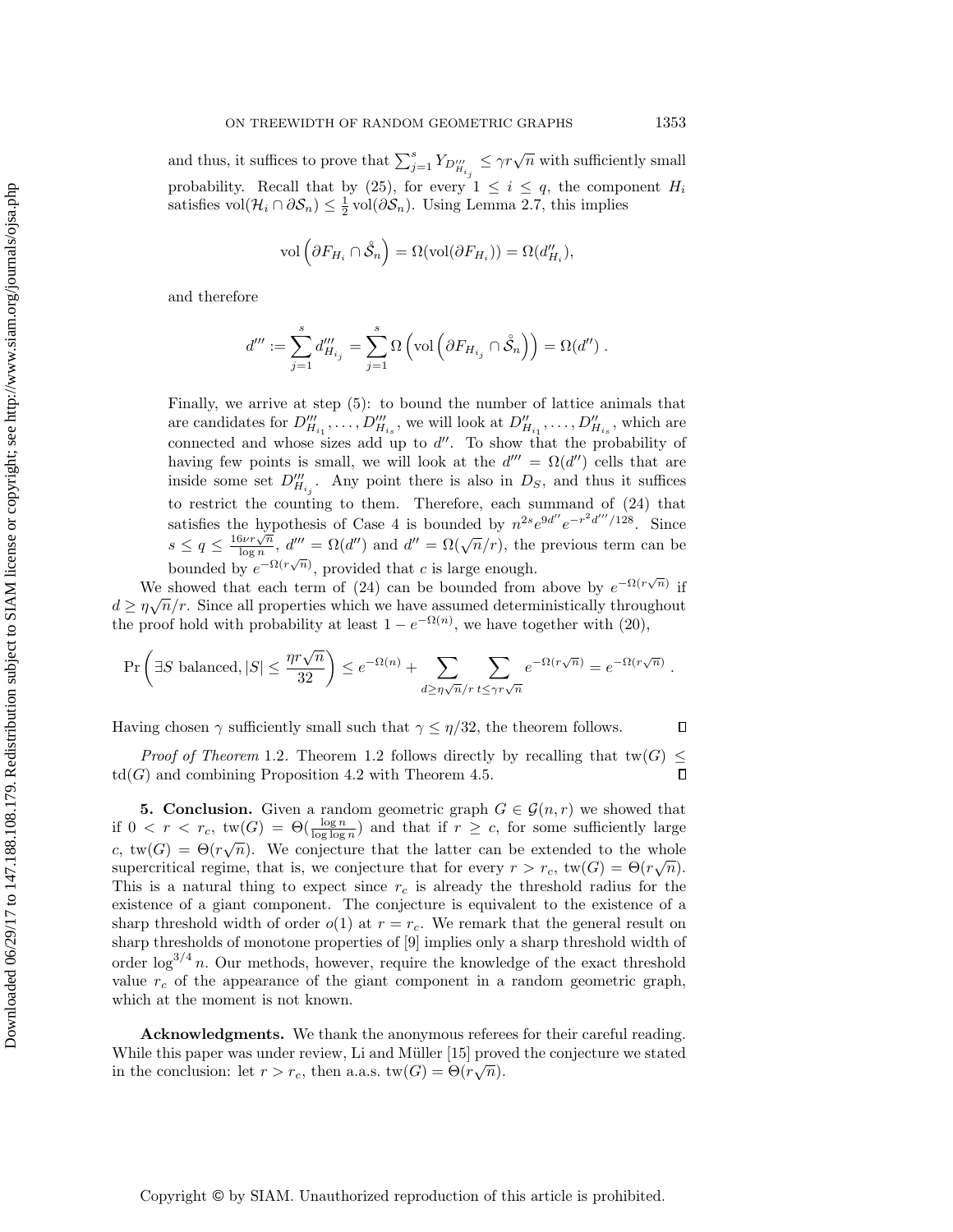and thus, it suffices to prove that $\sum_{j=1}^{s} Y_{D'''_{H_{i_j}}} \leq \gamma r\sqrt{n}$ with sufficiently small probability. Recall that by (25), for every $1 \leq i \leq q$, the component $H_i$ satisfies $\mathrm{vol}(\mathcal{H}_i \cap \partial\mathcal{S}_n) \leq \frac{1}{2}\,\mathrm{vol}(\partial\mathcal{S}_n)$. Using Lemma 2.7, this implies

$$\mathrm{vol}\left(\partial F_{H_i} \cap \mathring{\mathcal{S}}_n\right) = \Omega(\mathrm{vol}(\partial F_{H_i})) = \Omega(d''_{H_i}),$$

and therefore

$$d''' := \sum_{j=1}^{s} d'''_{H_{i_j}} = \sum_{j=1}^{s} \Omega\left(\mathrm{vol}\left(\partial F_{H_{i_j}} \cap \mathring{\mathcal{S}}_n\right)\right) = \Omega(d'')\,.$$

Finally, we arrive at step (5): to bound the number of lattice animals that are candidates for $D'''_{H_{i_1}}, \ldots, D'''_{H_{i_s}}$, we will look at $D''_{H_{i_1}}, \ldots, D''_{H_{i_s}}$, which are connected and whose sizes add up to $d''$. To show that the probability of having few points is small, we will look at the $d''' = \Omega(d'')$ cells that are inside some set $D'''_{H_{i_j}}$. Any point there is also in $D_S$, and thus it suffices to restrict the counting to them. Therefore, each summand of (24) that satisfies the hypothesis of Case 4 is bounded by $n^{2s}e^{9d''}e^{-r^2 d'''/128}$. Since $s \leq q \leq \frac{16\nu r\sqrt{n}}{\log n}$, $d''' = \Omega(d'')$ and $d'' = \Omega(\sqrt{n}/r)$, the previous term can be bounded by $e^{-\Omega(r\sqrt{n})}$, provided that $c$ is large enough.

We showed that each term of (24) can be bounded from above by $e^{-\Omega(r\sqrt{n})}$ if $d \geq \eta\sqrt{n}/r$. Since all properties which we have assumed deterministically throughout the proof hold with probability at least $1 - e^{-\Omega(n)}$, we have together with (20),

$$\Pr\left(\exists S \text{ balanced}, |S| \leq \frac{\eta r\sqrt{n}}{32}\right) \leq e^{-\Omega(n)} + \sum_{d \geq \eta\sqrt{n}/r}\ \sum_{t \leq \gamma r\sqrt{n}} e^{-\Omega(r\sqrt{n})} = e^{-\Omega(r\sqrt{n})}\,.$$

Having chosen $\gamma$ sufficiently small such that $\gamma \leq \eta/32$, the theorem follows. ∎

*Proof of Theorem* 1.2. Theorem 1.2 follows directly by recalling that $\mathrm{tw}(G) \leq \mathrm{td}(G)$ and combining Proposition 4.2 with Theorem 4.5. ∎

## 5. Conclusion.

Given a random geometric graph $G \in \mathcal{G}(n, r)$ we showed that if $0 < r < r_c$, $\mathrm{tw}(G) = \Theta(\frac{\log n}{\log\log n})$ and that if $r \geq c$, for some sufficiently large $c$, $\mathrm{tw}(G) = \Theta(r\sqrt{n})$. We conjecture that the latter can be extended to the whole supercritical regime, that is, we conjecture that for every $r > r_c$, $\mathrm{tw}(G) = \Theta(r\sqrt{n})$. This is a natural thing to expect since $r_c$ is already the threshold radius for the existence of a giant component. The conjecture is equivalent to the existence of a sharp threshold width of order $o(1)$ at $r = r_c$. We remark that the general result on sharp thresholds of monotone properties of [9] implies only a sharp threshold width of order $\log^{3/4} n$. Our methods, however, require the knowledge of the exact threshold value $r_c$ of the appearance of the giant component in a random geometric graph, which at the moment is not known.

**Acknowledgments.** We thank the anonymous referees for their careful reading. While this paper was under review, Li and Müller [15] proved the conjecture we stated in the conclusion: let $r > r_c$, then a.a.s. $\mathrm{tw}(G) = \Theta(r\sqrt{n})$.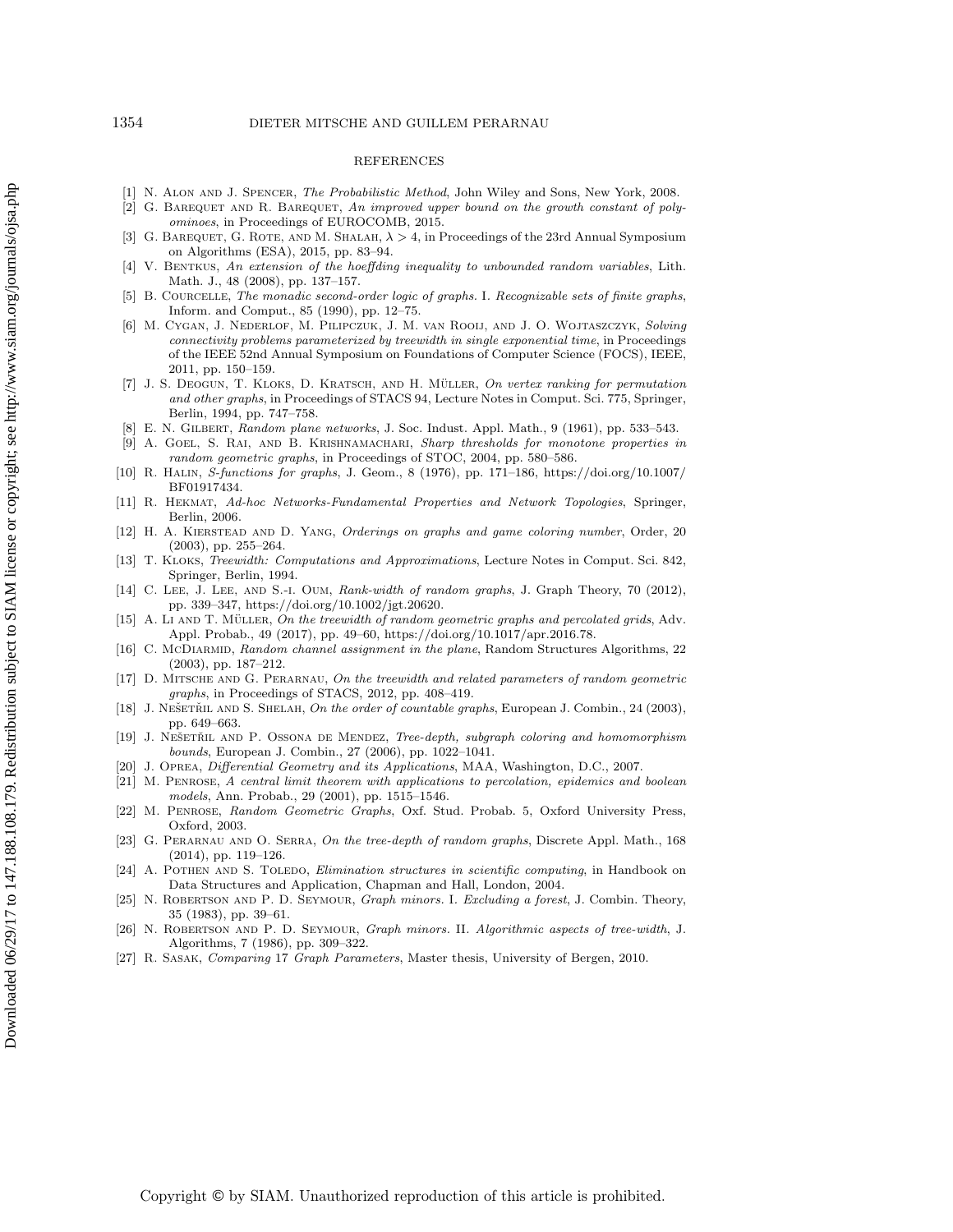## REFERENCES

[1] N. Alon and J. Spencer, *The Probabilistic Method*, John Wiley and Sons, New York, 2008.

[2] G. Barequet and R. Barequet, *An improved upper bound on the growth constant of polyominoes*, in Proceedings of EUROCOMB, 2015.

[3] G. Barequet, G. Rote, and M. Shalah, $\lambda > 4$, in Proceedings of the 23rd Annual Symposium on Algorithms (ESA), 2015, pp. 83–94.

[4] V. Bentkus, *An extension of the hoeffding inequality to unbounded random variables*, Lith. Math. J., 48 (2008), pp. 137–157.

[5] B. Courcelle, *The monadic second-order logic of graphs.* I. *Recognizable sets of finite graphs*, Inform. and Comput., 85 (1990), pp. 12–75.

[6] M. Cygan, J. Nederlof, M. Pilipczuk, J. M. van Rooij, and J. O. Wojtaszczyk, *Solving connectivity problems parameterized by treewidth in single exponential time*, in Proceedings of the IEEE 52nd Annual Symposium on Foundations of Computer Science (FOCS), IEEE, 2011, pp. 150–159.

[7] J. S. Deogun, T. Kloks, D. Kratsch, and H. Müller, *On vertex ranking for permutation and other graphs*, in Proceedings of STACS 94, Lecture Notes in Comput. Sci. 775, Springer, Berlin, 1994, pp. 747–758.

[8] E. N. Gilbert, *Random plane networks*, J. Soc. Indust. Appl. Math., 9 (1961), pp. 533–543.

[9] A. Goel, S. Rai, and B. Krishnamachari, *Sharp thresholds for monotone properties in random geometric graphs*, in Proceedings of STOC, 2004, pp. 580–586.

[10] R. Halin, *S-functions for graphs*, J. Geom., 8 (1976), pp. 171–186, https://doi.org/10.1007/BF01917434.

[11] R. Hekmat, *Ad-hoc Networks-Fundamental Properties and Network Topologies*, Springer, Berlin, 2006.

[12] H. A. Kierstead and D. Yang, *Orderings on graphs and game coloring number*, Order, 20 (2003), pp. 255–264.

[13] T. Kloks, *Treewidth: Computations and Approximations*, Lecture Notes in Comput. Sci. 842, Springer, Berlin, 1994.

[14] C. Lee, J. Lee, and S.-i. Oum, *Rank-width of random graphs*, J. Graph Theory, 70 (2012), pp. 339–347, https://doi.org/10.1002/jgt.20620.

[15] A. Li and T. Müller, *On the treewidth of random geometric graphs and percolated grids*, Adv. Appl. Probab., 49 (2017), pp. 49–60, https://doi.org/10.1017/apr.2016.78.

[16] C. McDiarmid, *Random channel assignment in the plane*, Random Structures Algorithms, 22 (2003), pp. 187–212.

[17] D. Mitsche and G. Perarnau, *On the treewidth and related parameters of random geometric graphs*, in Proceedings of STACS, 2012, pp. 408–419.

[18] J. Nešetřil and S. Shelah, *On the order of countable graphs*, European J. Combin., 24 (2003), pp. 649–663.

[19] J. Nešetřil and P. Ossona de Mendez, *Tree-depth, subgraph coloring and homomorphism bounds*, European J. Combin., 27 (2006), pp. 1022–1041.

[20] J. Oprea, *Differential Geometry and its Applications*, MAA, Washington, D.C., 2007.

[21] M. Penrose, *A central limit theorem with applications to percolation, epidemics and boolean models*, Ann. Probab., 29 (2001), pp. 1515–1546.

[22] M. Penrose, *Random Geometric Graphs*, Oxf. Stud. Probab. 5, Oxford University Press, Oxford, 2003.

[23] G. Perarnau and O. Serra, *On the tree-depth of random graphs*, Discrete Appl. Math., 168 (2014), pp. 119–126.

[24] A. Pothen and S. Toledo, *Elimination structures in scientific computing*, in Handbook on Data Structures and Application, Chapman and Hall, London, 2004.

[25] N. Robertson and P. D. Seymour, *Graph minors.* I. *Excluding a forest*, J. Combin. Theory, 35 (1983), pp. 39–61.

[26] N. Robertson and P. D. Seymour, *Graph minors.* II. *Algorithmic aspects of tree-width*, J. Algorithms, 7 (1986), pp. 309–322.

[27] R. Sasak, *Comparing* 17 *Graph Parameters*, Master thesis, University of Bergen, 2010.